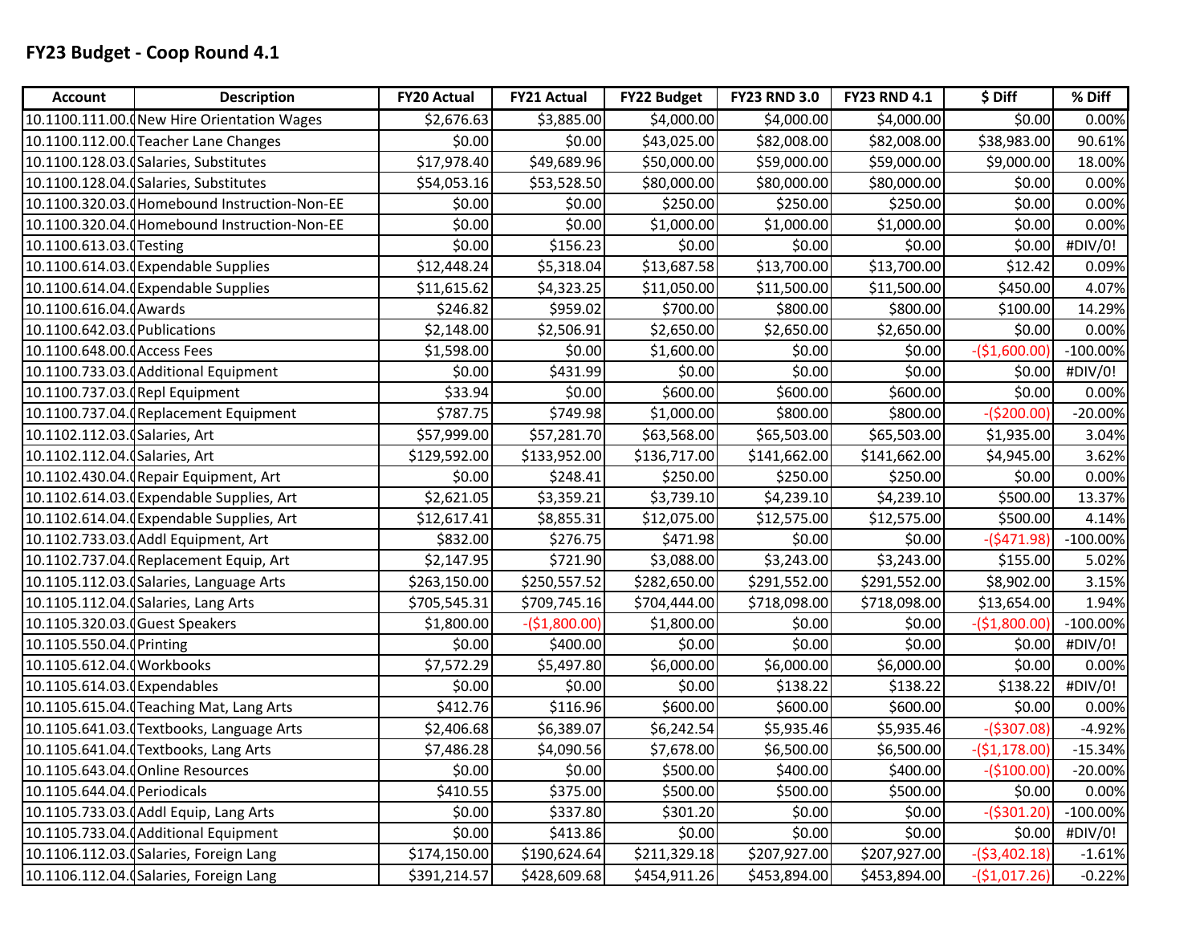# FY23 Budget - Coop Round 4.1

| Account | Description | FY20 Actual | FY21 Actual | FY22 Budget | FY23 RND 3.0 | FY23 RND 4.1 | $ Diff | % Diff |
|---|---|---|---|---|---|---|---|---|
| 10.1100.111.00.( | New Hire Orientation Wages | $2,676.63 | $3,885.00 | $4,000.00 | $4,000.00 | $4,000.00 | $0.00 | 0.00% |
| 10.1100.112.00.( | Teacher Lane Changes | $0.00 | $0.00 | $43,025.00 | $82,008.00 | $82,008.00 | $38,983.00 | 90.61% |
| 10.1100.128.03.( | Salaries, Substitutes | $17,978.40 | $49,689.96 | $50,000.00 | $59,000.00 | $59,000.00 | $9,000.00 | 18.00% |
| 10.1100.128.04.( | Salaries, Substitutes | $54,053.16 | $53,528.50 | $80,000.00 | $80,000.00 | $80,000.00 | $0.00 | 0.00% |
| 10.1100.320.03.( | Homebound Instruction-Non-EE | $0.00 | $0.00 | $250.00 | $250.00 | $250.00 | $0.00 | 0.00% |
| 10.1100.320.04.( | Homebound Instruction-Non-EE | $0.00 | $0.00 | $1,000.00 | $1,000.00 | $1,000.00 | $0.00 | 0.00% |
| 10.1100.613.03.( | Testing | $0.00 | $156.23 | $0.00 | $0.00 | $0.00 | $0.00 | #DIV/0! |
| 10.1100.614.03.( | Expendable Supplies | $12,448.24 | $5,318.04 | $13,687.58 | $13,700.00 | $13,700.00 | $12.42 | 0.09% |
| 10.1100.614.04.( | Expendable Supplies | $11,615.62 | $4,323.25 | $11,050.00 | $11,500.00 | $11,500.00 | $450.00 | 4.07% |
| 10.1100.616.04.( | Awards | $246.82 | $959.02 | $700.00 | $800.00 | $800.00 | $100.00 | 14.29% |
| 10.1100.642.03.( | Publications | $2,148.00 | $2,506.91 | $2,650.00 | $2,650.00 | $2,650.00 | $0.00 | 0.00% |
| 10.1100.648.00.( | Access Fees | $1,598.00 | $0.00 | $1,600.00 | $0.00 | $0.00 | -($1,600.00) | -100.00% |
| 10.1100.733.03.( | Additional Equipment | $0.00 | $431.99 | $0.00 | $0.00 | $0.00 | $0.00 | #DIV/0! |
| 10.1100.737.03.( | Repl Equipment | $33.94 | $0.00 | $600.00 | $600.00 | $600.00 | $0.00 | 0.00% |
| 10.1100.737.04.( | Replacement Equipment | $787.75 | $749.98 | $1,000.00 | $800.00 | $800.00 | -($200.00) | -20.00% |
| 10.1102.112.03.( | Salaries, Art | $57,999.00 | $57,281.70 | $63,568.00 | $65,503.00 | $65,503.00 | $1,935.00 | 3.04% |
| 10.1102.112.04.( | Salaries, Art | $129,592.00 | $133,952.00 | $136,717.00 | $141,662.00 | $141,662.00 | $4,945.00 | 3.62% |
| 10.1102.430.04.( | Repair Equipment, Art | $0.00 | $248.41 | $250.00 | $250.00 | $250.00 | $0.00 | 0.00% |
| 10.1102.614.03.( | Expendable Supplies, Art | $2,621.05 | $3,359.21 | $3,739.10 | $4,239.10 | $4,239.10 | $500.00 | 13.37% |
| 10.1102.614.04.( | Expendable Supplies, Art | $12,617.41 | $8,855.31 | $12,075.00 | $12,575.00 | $12,575.00 | $500.00 | 4.14% |
| 10.1102.733.03.( | Addl Equipment, Art | $832.00 | $276.75 | $471.98 | $0.00 | $0.00 | -($471.98) | -100.00% |
| 10.1102.737.04.( | Replacement Equip, Art | $2,147.95 | $721.90 | $3,088.00 | $3,243.00 | $3,243.00 | $155.00 | 5.02% |
| 10.1105.112.03.( | Salaries, Language Arts | $263,150.00 | $250,557.52 | $282,650.00 | $291,552.00 | $291,552.00 | $8,902.00 | 3.15% |
| 10.1105.112.04.( | Salaries, Lang Arts | $705,545.31 | $709,745.16 | $704,444.00 | $718,098.00 | $718,098.00 | $13,654.00 | 1.94% |
| 10.1105.320.03.( | Guest Speakers | $1,800.00 | -($1,800.00) | $1,800.00 | $0.00 | $0.00 | -($1,800.00) | -100.00% |
| 10.1105.550.04.( | Printing | $0.00 | $400.00 | $0.00 | $0.00 | $0.00 | $0.00 | #DIV/0! |
| 10.1105.612.04.( | Workbooks | $7,572.29 | $5,497.80 | $6,000.00 | $6,000.00 | $6,000.00 | $0.00 | 0.00% |
| 10.1105.614.03.( | Expendables | $0.00 | $0.00 | $0.00 | $138.22 | $138.22 | $138.22 | #DIV/0! |
| 10.1105.615.04.( | Teaching Mat, Lang Arts | $412.76 | $116.96 | $600.00 | $600.00 | $600.00 | $0.00 | 0.00% |
| 10.1105.641.03.( | Textbooks, Language Arts | $2,406.68 | $6,389.07 | $6,242.54 | $5,935.46 | $5,935.46 | -($307.08) | -4.92% |
| 10.1105.641.04.( | Textbooks, Lang Arts | $7,486.28 | $4,090.56 | $7,678.00 | $6,500.00 | $6,500.00 | -($1,178.00) | -15.34% |
| 10.1105.643.04.( | Online Resources | $0.00 | $0.00 | $500.00 | $400.00 | $400.00 | -($100.00) | -20.00% |
| 10.1105.644.04.( | Periodicals | $410.55 | $375.00 | $500.00 | $500.00 | $500.00 | $0.00 | 0.00% |
| 10.1105.733.03.( | Addl Equip, Lang Arts | $0.00 | $337.80 | $301.20 | $0.00 | $0.00 | -($301.20) | -100.00% |
| 10.1105.733.04.( | Additional Equipment | $0.00 | $413.86 | $0.00 | $0.00 | $0.00 | $0.00 | #DIV/0! |
| 10.1106.112.03.( | Salaries, Foreign Lang | $174,150.00 | $190,624.64 | $211,329.18 | $207,927.00 | $207,927.00 | -($3,402.18) | -1.61% |
| 10.1106.112.04.( | Salaries, Foreign Lang | $391,214.57 | $428,609.68 | $454,911.26 | $453,894.00 | $453,894.00 | -($1,017.26) | -0.22% |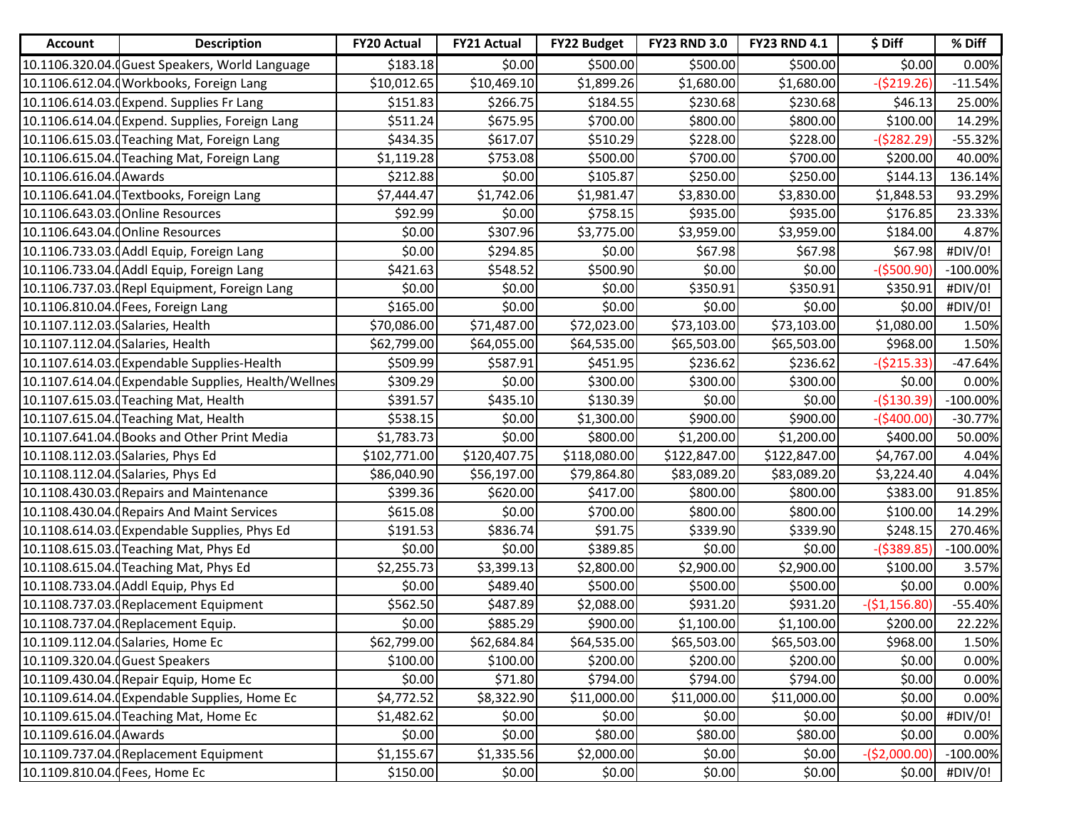| Account | Description | FY20 Actual | FY21 Actual | FY22 Budget | FY23 RND 3.0 | FY23 RND 4.1 | $ Diff | % Diff |
|---|---|---|---|---|---|---|---|---|
| 10.1106.320.04.( | Guest Speakers, World Language | $183.18 | $0.00 | $500.00 | $500.00 | $500.00 | $0.00 | 0.00% |
| 10.1106.612.04.( | Workbooks, Foreign Lang | $10,012.65 | $10,469.10 | $1,899.26 | $1,680.00 | $1,680.00 | -($219.26) | -11.54% |
| 10.1106.614.03.( | Expend. Supplies Fr Lang | $151.83 | $266.75 | $184.55 | $230.68 | $230.68 | $46.13 | 25.00% |
| 10.1106.614.04.( | Expend. Supplies, Foreign Lang | $511.24 | $675.95 | $700.00 | $800.00 | $800.00 | $100.00 | 14.29% |
| 10.1106.615.03.( | Teaching Mat, Foreign Lang | $434.35 | $617.07 | $510.29 | $228.00 | $228.00 | -($282.29) | -55.32% |
| 10.1106.615.04.( | Teaching Mat, Foreign Lang | $1,119.28 | $753.08 | $500.00 | $700.00 | $700.00 | $200.00 | 40.00% |
| 10.1106.616.04.( | Awards | $212.88 | $0.00 | $105.87 | $250.00 | $250.00 | $144.13 | 136.14% |
| 10.1106.641.04.( | Textbooks, Foreign Lang | $7,444.47 | $1,742.06 | $1,981.47 | $3,830.00 | $3,830.00 | $1,848.53 | 93.29% |
| 10.1106.643.03.( | Online Resources | $92.99 | $0.00 | $758.15 | $935.00 | $935.00 | $176.85 | 23.33% |
| 10.1106.643.04.( | Online Resources | $0.00 | $307.96 | $3,775.00 | $3,959.00 | $3,959.00 | $184.00 | 4.87% |
| 10.1106.733.03.( | Addl Equip, Foreign Lang | $0.00 | $294.85 | $0.00 | $67.98 | $67.98 | $67.98 | #DIV/0! |
| 10.1106.733.04.( | Addl Equip, Foreign Lang | $421.63 | $548.52 | $500.90 | $0.00 | $0.00 | -($500.90) | -100.00% |
| 10.1106.737.03.( | Repl Equipment, Foreign Lang | $0.00 | $0.00 | $0.00 | $350.91 | $350.91 | $350.91 | #DIV/0! |
| 10.1106.810.04.( | Fees, Foreign Lang | $165.00 | $0.00 | $0.00 | $0.00 | $0.00 | $0.00 | #DIV/0! |
| 10.1107.112.03.( | Salaries, Health | $70,086.00 | $71,487.00 | $72,023.00 | $73,103.00 | $73,103.00 | $1,080.00 | 1.50% |
| 10.1107.112.04.( | Salaries, Health | $62,799.00 | $64,055.00 | $64,535.00 | $65,503.00 | $65,503.00 | $968.00 | 1.50% |
| 10.1107.614.03.( | Expendable Supplies-Health | $509.99 | $587.91 | $451.95 | $236.62 | $236.62 | -($215.33) | -47.64% |
| 10.1107.614.04.( | Expendable Supplies, Health/Wellnes | $309.29 | $0.00 | $300.00 | $300.00 | $300.00 | $0.00 | 0.00% |
| 10.1107.615.03.( | Teaching Mat, Health | $391.57 | $435.10 | $130.39 | $0.00 | $0.00 | -($130.39) | -100.00% |
| 10.1107.615.04.( | Teaching Mat, Health | $538.15 | $0.00 | $1,300.00 | $900.00 | $900.00 | -($400.00) | -30.77% |
| 10.1107.641.04.( | Books and Other Print Media | $1,783.73 | $0.00 | $800.00 | $1,200.00 | $1,200.00 | $400.00 | 50.00% |
| 10.1108.112.03.( | Salaries, Phys Ed | $102,771.00 | $120,407.75 | $118,080.00 | $122,847.00 | $122,847.00 | $4,767.00 | 4.04% |
| 10.1108.112.04.( | Salaries, Phys Ed | $86,040.90 | $56,197.00 | $79,864.80 | $83,089.20 | $83,089.20 | $3,224.40 | 4.04% |
| 10.1108.430.03.( | Repairs and Maintenance | $399.36 | $620.00 | $417.00 | $800.00 | $800.00 | $383.00 | 91.85% |
| 10.1108.430.04.( | Repairs And Maint Services | $615.08 | $0.00 | $700.00 | $800.00 | $800.00 | $100.00 | 14.29% |
| 10.1108.614.03.( | Expendable Supplies, Phys Ed | $191.53 | $836.74 | $91.75 | $339.90 | $339.90 | $248.15 | 270.46% |
| 10.1108.615.03.( | Teaching Mat, Phys Ed | $0.00 | $0.00 | $389.85 | $0.00 | $0.00 | -($389.85) | -100.00% |
| 10.1108.615.04.( | Teaching Mat, Phys Ed | $2,255.73 | $3,399.13 | $2,800.00 | $2,900.00 | $2,900.00 | $100.00 | 3.57% |
| 10.1108.733.04.( | Addl Equip, Phys Ed | $0.00 | $489.40 | $500.00 | $500.00 | $500.00 | $0.00 | 0.00% |
| 10.1108.737.03.( | Replacement Equipment | $562.50 | $487.89 | $2,088.00 | $931.20 | $931.20 | -($1,156.80) | -55.40% |
| 10.1108.737.04.( | Replacement Equip. | $0.00 | $885.29 | $900.00 | $1,100.00 | $1,100.00 | $200.00 | 22.22% |
| 10.1109.112.04.( | Salaries, Home Ec | $62,799.00 | $62,684.84 | $64,535.00 | $65,503.00 | $65,503.00 | $968.00 | 1.50% |
| 10.1109.320.04.( | Guest Speakers | $100.00 | $100.00 | $200.00 | $200.00 | $200.00 | $0.00 | 0.00% |
| 10.1109.430.04.( | Repair Equip, Home Ec | $0.00 | $71.80 | $794.00 | $794.00 | $794.00 | $0.00 | 0.00% |
| 10.1109.614.04.( | Expendable Supplies, Home Ec | $4,772.52 | $8,322.90 | $11,000.00 | $11,000.00 | $11,000.00 | $0.00 | 0.00% |
| 10.1109.615.04.( | Teaching Mat, Home Ec | $1,482.62 | $0.00 | $0.00 | $0.00 | $0.00 | $0.00 | #DIV/0! |
| 10.1109.616.04.( | Awards | $0.00 | $0.00 | $80.00 | $80.00 | $80.00 | $0.00 | 0.00% |
| 10.1109.737.04.( | Replacement Equipment | $1,155.67 | $1,335.56 | $2,000.00 | $0.00 | $0.00 | -($2,000.00) | -100.00% |
| 10.1109.810.04.( | Fees, Home Ec | $150.00 | $0.00 | $0.00 | $0.00 | $0.00 | $0.00 | #DIV/0! |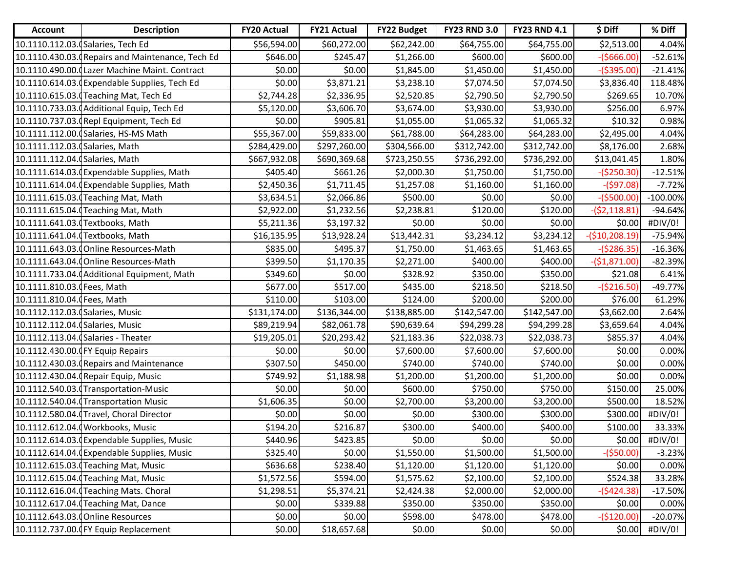| Account | Description | FY20 Actual | FY21 Actual | FY22 Budget | FY23 RND 3.0 | FY23 RND 4.1 | $ Diff | % Diff |
|---|---|---|---|---|---|---|---|---|
| 10.1110.112.03.0 | Salaries, Tech Ed | $56,594.00 | $60,272.00 | $62,242.00 | $64,755.00 | $64,755.00 | $2,513.00 | 4.04% |
| 10.1110.430.03.0 | Repairs and Maintenance, Tech Ed | $646.00 | $245.47 | $1,266.00 | $600.00 | $600.00 | -($666.00) | -52.61% |
| 10.1110.490.00.0 | Lazer Machine Maint. Contract | $0.00 | $0.00 | $1,845.00 | $1,450.00 | $1,450.00 | -($395.00) | -21.41% |
| 10.1110.614.03.0 | Expendable Supplies, Tech Ed | $0.00 | $3,871.21 | $3,238.10 | $7,074.50 | $7,074.50 | $3,836.40 | 118.48% |
| 10.1110.615.03.0 | Teaching Mat, Tech Ed | $2,744.28 | $2,336.95 | $2,520.85 | $2,790.50 | $2,790.50 | $269.65 | 10.70% |
| 10.1110.733.03.0 | Additional Equip, Tech Ed | $5,120.00 | $3,606.70 | $3,674.00 | $3,930.00 | $3,930.00 | $256.00 | 6.97% |
| 10.1110.737.03.0 | Repl Equipment, Tech Ed | $0.00 | $905.81 | $1,055.00 | $1,065.32 | $1,065.32 | $10.32 | 0.98% |
| 10.1111.112.00.0 | Salaries, HS-MS Math | $55,367.00 | $59,833.00 | $61,788.00 | $64,283.00 | $64,283.00 | $2,495.00 | 4.04% |
| 10.1111.112.03.0 | Salaries, Math | $284,429.00 | $297,260.00 | $304,566.00 | $312,742.00 | $312,742.00 | $8,176.00 | 2.68% |
| 10.1111.112.04.0 | Salaries, Math | $667,932.08 | $690,369.68 | $723,250.55 | $736,292.00 | $736,292.00 | $13,041.45 | 1.80% |
| 10.1111.614.03.0 | Expendable Supplies, Math | $405.40 | $661.26 | $2,000.30 | $1,750.00 | $1,750.00 | -($250.30) | -12.51% |
| 10.1111.614.04.0 | Expendable Supplies, Math | $2,450.36 | $1,711.45 | $1,257.08 | $1,160.00 | $1,160.00 | -($97.08) | -7.72% |
| 10.1111.615.03.0 | Teaching Mat, Math | $3,634.51 | $2,066.86 | $500.00 | $0.00 | $0.00 | -($500.00) | -100.00% |
| 10.1111.615.04.0 | Teaching Mat, Math | $2,922.00 | $1,232.56 | $2,238.81 | $120.00 | $120.00 | -($2,118.81) | -94.64% |
| 10.1111.641.03.0 | Textbooks, Math | $5,211.36 | $3,197.32 | $0.00 | $0.00 | $0.00 | $0.00 | #DIV/0! |
| 10.1111.641.04.0 | Textbooks, Math | $16,135.95 | $13,928.24 | $13,442.31 | $3,234.12 | $3,234.12 | -($10,208.19) | -75.94% |
| 10.1111.643.03.0 | Online Resources-Math | $835.00 | $495.37 | $1,750.00 | $1,463.65 | $1,463.65 | -($286.35) | -16.36% |
| 10.1111.643.04.0 | Online Resources-Math | $399.50 | $1,170.35 | $2,271.00 | $400.00 | $400.00 | -($1,871.00) | -82.39% |
| 10.1111.733.04.0 | Additional Equipment, Math | $349.60 | $0.00 | $328.92 | $350.00 | $350.00 | $21.08 | 6.41% |
| 10.1111.810.03.0 | Fees, Math | $677.00 | $517.00 | $435.00 | $218.50 | $218.50 | -($216.50) | -49.77% |
| 10.1111.810.04.0 | Fees, Math | $110.00 | $103.00 | $124.00 | $200.00 | $200.00 | $76.00 | 61.29% |
| 10.1112.112.03.0 | Salaries, Music | $131,174.00 | $136,344.00 | $138,885.00 | $142,547.00 | $142,547.00 | $3,662.00 | 2.64% |
| 10.1112.112.04.0 | Salaries, Music | $89,219.94 | $82,061.78 | $90,639.64 | $94,299.28 | $94,299.28 | $3,659.64 | 4.04% |
| 10.1112.113.04.0 | Salaries - Theater | $19,205.01 | $20,293.42 | $21,183.36 | $22,038.73 | $22,038.73 | $855.37 | 4.04% |
| 10.1112.430.00.0 | FY Equip Repairs | $0.00 | $0.00 | $7,600.00 | $7,600.00 | $7,600.00 | $0.00 | 0.00% |
| 10.1112.430.03.0 | Repairs and Maintenance | $307.50 | $450.00 | $740.00 | $740.00 | $740.00 | $0.00 | 0.00% |
| 10.1112.430.04.0 | Repair Equip, Music | $749.92 | $1,188.98 | $1,200.00 | $1,200.00 | $1,200.00 | $0.00 | 0.00% |
| 10.1112.540.03.0 | Transportation-Music | $0.00 | $0.00 | $600.00 | $750.00 | $750.00 | $150.00 | 25.00% |
| 10.1112.540.04.0 | Transportation Music | $1,606.35 | $0.00 | $2,700.00 | $3,200.00 | $3,200.00 | $500.00 | 18.52% |
| 10.1112.580.04.0 | Travel, Choral Director | $0.00 | $0.00 | $0.00 | $300.00 | $300.00 | $300.00 | #DIV/0! |
| 10.1112.612.04.0 | Workbooks, Music | $194.20 | $216.87 | $300.00 | $400.00 | $400.00 | $100.00 | 33.33% |
| 10.1112.614.03.0 | Expendable Supplies, Music | $440.96 | $423.85 | $0.00 | $0.00 | $0.00 | $0.00 | #DIV/0! |
| 10.1112.614.04.0 | Expendable Supplies, Music | $325.40 | $0.00 | $1,550.00 | $1,500.00 | $1,500.00 | -($50.00) | -3.23% |
| 10.1112.615.03.0 | Teaching Mat, Music | $636.68 | $238.40 | $1,120.00 | $1,120.00 | $1,120.00 | $0.00 | 0.00% |
| 10.1112.615.04.0 | Teaching Mat, Music | $1,572.56 | $594.00 | $1,575.62 | $2,100.00 | $2,100.00 | $524.38 | 33.28% |
| 10.1112.616.04.0 | Teaching Mats. Choral | $1,298.51 | $5,374.21 | $2,424.38 | $2,000.00 | $2,000.00 | -($424.38) | -17.50% |
| 10.1112.617.04.0 | Teaching Mat, Dance | $0.00 | $339.88 | $350.00 | $350.00 | $350.00 | $0.00 | 0.00% |
| 10.1112.643.03.0 | Online Resources | $0.00 | $0.00 | $598.00 | $478.00 | $478.00 | -($120.00) | -20.07% |
| 10.1112.737.00.0 | FY Equip Replacement | $0.00 | $18,657.68 | $0.00 | $0.00 | $0.00 | $0.00 | #DIV/0! |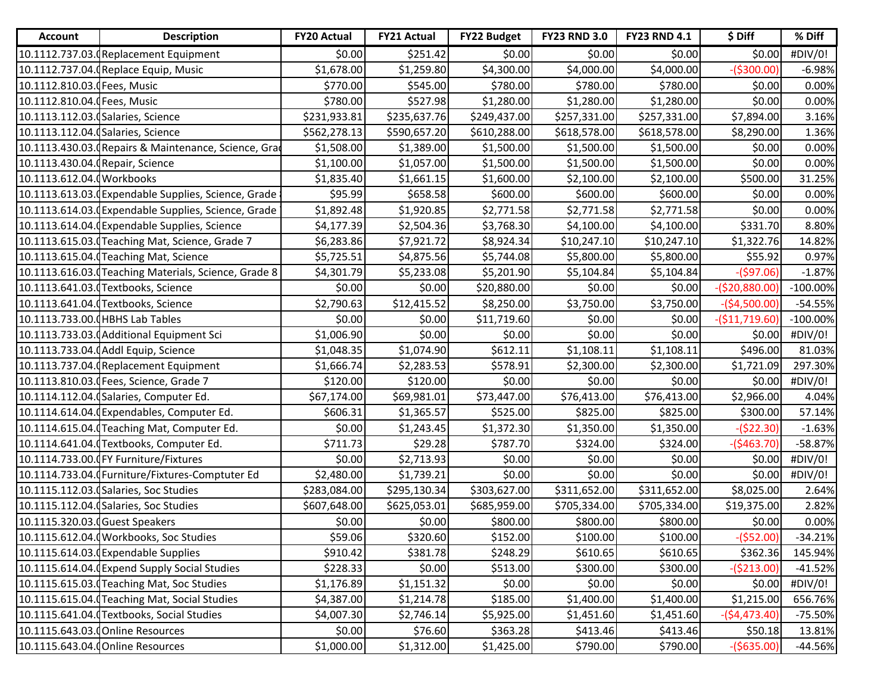| Account | Description | FY20 Actual | FY21 Actual | FY22 Budget | FY23 RND 3.0 | FY23 RND 4.1 | $ Diff | % Diff |
|---|---|---|---|---|---|---|---|---|
| 10.1112.737.03.0 | Replacement Equipment | $0.00 | $251.42 | $0.00 | $0.00 | $0.00 | $0.00 | #DIV/0! |
| 10.1112.737.04.0 | Replace Equip, Music | $1,678.00 | $1,259.80 | $4,300.00 | $4,000.00 | $4,000.00 | -($300.00) | -6.98% |
| 10.1112.810.03.0 | Fees, Music | $770.00 | $545.00 | $780.00 | $780.00 | $780.00 | $0.00 | 0.00% |
| 10.1112.810.04.0 | Fees, Music | $780.00 | $527.98 | $1,280.00 | $1,280.00 | $1,280.00 | $0.00 | 0.00% |
| 10.1113.112.03.0 | Salaries, Science | $231,933.81 | $235,637.76 | $249,437.00 | $257,331.00 | $257,331.00 | $7,894.00 | 3.16% |
| 10.1113.112.04.0 | Salaries, Science | $562,278.13 | $590,657.20 | $610,288.00 | $618,578.00 | $618,578.00 | $8,290.00 | 1.36% |
| 10.1113.430.03.0 | Repairs & Maintenance, Science, Grad | $1,508.00 | $1,389.00 | $1,500.00 | $1,500.00 | $1,500.00 | $0.00 | 0.00% |
| 10.1113.430.04.0 | Repair, Science | $1,100.00 | $1,057.00 | $1,500.00 | $1,500.00 | $1,500.00 | $0.00 | 0.00% |
| 10.1113.612.04.0 | Workbooks | $1,835.40 | $1,661.15 | $1,600.00 | $2,100.00 | $2,100.00 | $500.00 | 31.25% |
| 10.1113.613.03.0 | Expendable Supplies, Science, Grade | $95.99 | $658.58 | $600.00 | $600.00 | $600.00 | $0.00 | 0.00% |
| 10.1113.614.03.0 | Expendable Supplies, Science, Grade | $1,892.48 | $1,920.85 | $2,771.58 | $2,771.58 | $2,771.58 | $0.00 | 0.00% |
| 10.1113.614.04.0 | Expendable Supplies, Science | $4,177.39 | $2,504.36 | $3,768.30 | $4,100.00 | $4,100.00 | $331.70 | 8.80% |
| 10.1113.615.03.0 | Teaching Mat, Science, Grade 7 | $6,283.86 | $7,921.72 | $8,924.34 | $10,247.10 | $10,247.10 | $1,322.76 | 14.82% |
| 10.1113.615.04.0 | Teaching Mat, Science | $5,725.51 | $4,875.56 | $5,744.08 | $5,800.00 | $5,800.00 | $55.92 | 0.97% |
| 10.1113.616.03.0 | Teaching Materials, Science, Grade 8 | $4,301.79 | $5,233.08 | $5,201.90 | $5,104.84 | $5,104.84 | -($97.06) | -1.87% |
| 10.1113.641.03.0 | Textbooks, Science | $0.00 | $0.00 | $20,880.00 | $0.00 | $0.00 | -($20,880.00) | -100.00% |
| 10.1113.641.04.0 | Textbooks, Science | $2,790.63 | $12,415.52 | $8,250.00 | $3,750.00 | $3,750.00 | -($4,500.00) | -54.55% |
| 10.1113.733.00.0 | HBHS Lab Tables | $0.00 | $0.00 | $11,719.60 | $0.00 | $0.00 | -($11,719.60) | -100.00% |
| 10.1113.733.03.0 | Additional Equipment Sci | $1,006.90 | $0.00 | $0.00 | $0.00 | $0.00 | $0.00 | #DIV/0! |
| 10.1113.733.04.0 | Addl Equip, Science | $1,048.35 | $1,074.90 | $612.11 | $1,108.11 | $1,108.11 | $496.00 | 81.03% |
| 10.1113.737.04.0 | Replacement Equipment | $1,666.74 | $2,283.53 | $578.91 | $2,300.00 | $2,300.00 | $1,721.09 | 297.30% |
| 10.1113.810.03.0 | Fees, Science, Grade 7 | $120.00 | $120.00 | $0.00 | $0.00 | $0.00 | $0.00 | #DIV/0! |
| 10.1114.112.04.0 | Salaries, Computer Ed. | $67,174.00 | $69,981.01 | $73,447.00 | $76,413.00 | $76,413.00 | $2,966.00 | 4.04% |
| 10.1114.614.04.0 | Expendables, Computer Ed. | $606.31 | $1,365.57 | $525.00 | $825.00 | $825.00 | $300.00 | 57.14% |
| 10.1114.615.04.0 | Teaching Mat, Computer Ed. | $0.00 | $1,243.45 | $1,372.30 | $1,350.00 | $1,350.00 | -($22.30) | -1.63% |
| 10.1114.641.04.0 | Textbooks, Computer Ed. | $711.73 | $29.28 | $787.70 | $324.00 | $324.00 | -($463.70) | -58.87% |
| 10.1114.733.00.0 | FY Furniture/Fixtures | $0.00 | $2,713.93 | $0.00 | $0.00 | $0.00 | $0.00 | #DIV/0! |
| 10.1114.733.04.0 | Furniture/Fixtures-Comptuter Ed | $2,480.00 | $1,739.21 | $0.00 | $0.00 | $0.00 | $0.00 | #DIV/0! |
| 10.1115.112.03.0 | Salaries, Soc Studies | $283,084.00 | $295,130.34 | $303,627.00 | $311,652.00 | $311,652.00 | $8,025.00 | 2.64% |
| 10.1115.112.04.0 | Salaries, Soc Studies | $607,648.00 | $625,053.01 | $685,959.00 | $705,334.00 | $705,334.00 | $19,375.00 | 2.82% |
| 10.1115.320.03.0 | Guest Speakers | $0.00 | $0.00 | $800.00 | $800.00 | $800.00 | $0.00 | 0.00% |
| 10.1115.612.04.0 | Workbooks, Soc Studies | $59.06 | $320.60 | $152.00 | $100.00 | $100.00 | -($52.00) | -34.21% |
| 10.1115.614.03.0 | Expendable Supplies | $910.42 | $381.78 | $248.29 | $610.65 | $610.65 | $362.36 | 145.94% |
| 10.1115.614.04.0 | Expend Supply Social Studies | $228.33 | $0.00 | $513.00 | $300.00 | $300.00 | -($213.00) | -41.52% |
| 10.1115.615.03.0 | Teaching Mat, Soc Studies | $1,176.89 | $1,151.32 | $0.00 | $0.00 | $0.00 | $0.00 | #DIV/0! |
| 10.1115.615.04.0 | Teaching Mat, Social Studies | $4,387.00 | $1,214.78 | $185.00 | $1,400.00 | $1,400.00 | $1,215.00 | 656.76% |
| 10.1115.641.04.0 | Textbooks, Social Studies | $4,007.30 | $2,746.14 | $5,925.00 | $1,451.60 | $1,451.60 | -($4,473.40) | -75.50% |
| 10.1115.643.03.0 | Online Resources | $0.00 | $76.60 | $363.28 | $413.46 | $413.46 | $50.18 | 13.81% |
| 10.1115.643.04.0 | Online Resources | $1,000.00 | $1,312.00 | $1,425.00 | $790.00 | $790.00 | -($635.00) | -44.56% |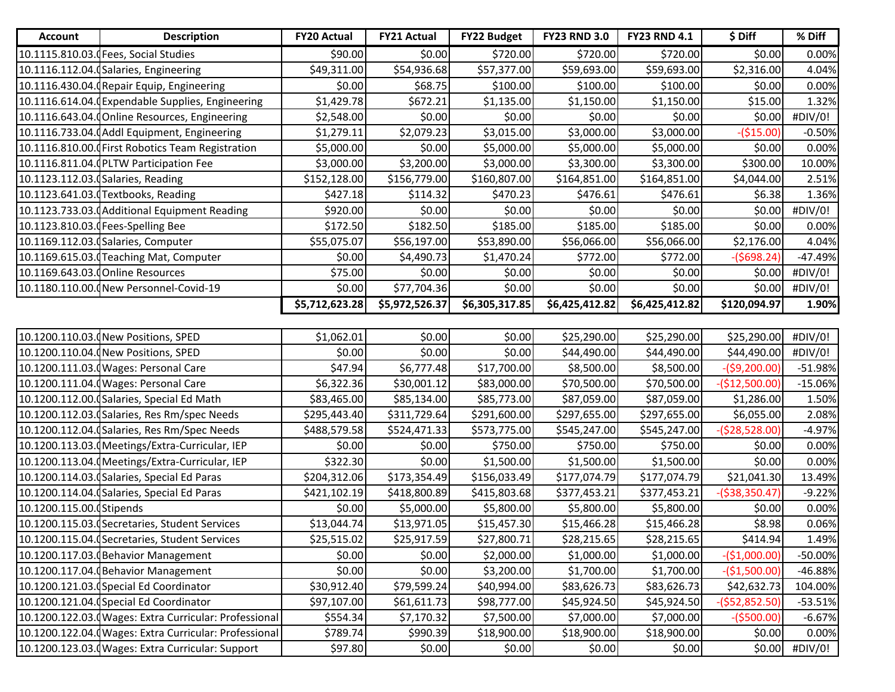| Account | Description | FY20 Actual | FY21 Actual | FY22 Budget | FY23 RND 3.0 | FY23 RND 4.1 | $ Diff | % Diff |
|---|---|---|---|---|---|---|---|---|
| 10.1115.810.03.( | Fees, Social Studies | $90.00 | $0.00 | $720.00 | $720.00 | $720.00 | $0.00 | 0.00% |
| 10.1116.112.04.( | Salaries, Engineering | $49,311.00 | $54,936.68 | $57,377.00 | $59,693.00 | $59,693.00 | $2,316.00 | 4.04% |
| 10.1116.430.04.( | Repair Equip, Engineering | $0.00 | $68.75 | $100.00 | $100.00 | $100.00 | $0.00 | 0.00% |
| 10.1116.614.04.( | Expendable Supplies, Engineering | $1,429.78 | $672.21 | $1,135.00 | $1,150.00 | $1,150.00 | $15.00 | 1.32% |
| 10.1116.643.04.( | Online Resources, Engineering | $2,548.00 | $0.00 | $0.00 | $0.00 | $0.00 | $0.00 | #DIV/0! |
| 10.1116.733.04.( | Addl Equipment, Engineering | $1,279.11 | $2,079.23 | $3,015.00 | $3,000.00 | $3,000.00 | -($15.00) | -0.50% |
| 10.1116.810.00.( | First Robotics Team Registration | $5,000.00 | $0.00 | $5,000.00 | $5,000.00 | $5,000.00 | $0.00 | 0.00% |
| 10.1116.811.04.( | PLTW Participation Fee | $3,000.00 | $3,200.00 | $3,000.00 | $3,300.00 | $3,300.00 | $300.00 | 10.00% |
| 10.1123.112.03.( | Salaries, Reading | $152,128.00 | $156,779.00 | $160,807.00 | $164,851.00 | $164,851.00 | $4,044.00 | 2.51% |
| 10.1123.641.03.( | Textbooks, Reading | $427.18 | $114.32 | $470.23 | $476.61 | $476.61 | $6.38 | 1.36% |
| 10.1123.733.03.( | Additional Equipment Reading | $920.00 | $0.00 | $0.00 | $0.00 | $0.00 | $0.00 | #DIV/0! |
| 10.1123.810.03.( | Fees-Spelling Bee | $172.50 | $182.50 | $185.00 | $185.00 | $185.00 | $0.00 | 0.00% |
| 10.1169.112.03.( | Salaries, Computer | $55,075.07 | $56,197.00 | $53,890.00 | $56,066.00 | $56,066.00 | $2,176.00 | 4.04% |
| 10.1169.615.03.( | Teaching Mat, Computer | $0.00 | $4,490.73 | $1,470.24 | $772.00 | $772.00 | -($698.24) | -47.49% |
| 10.1169.643.03.( | Online Resources | $75.00 | $0.00 | $0.00 | $0.00 | $0.00 | $0.00 | #DIV/0! |
| 10.1180.110.00.( | New Personnel-Covid-19 | $0.00 | $77,704.36 | $0.00 | $0.00 | $0.00 | $0.00 | #DIV/0! |
| | | **$5,712,623.28** | **$5,972,526.37** | **$6,305,317.85** | **$6,425,412.82** | **$6,425,412.82** | **$120,094.97** | **1.90%** |

| Account | Description | FY20 Actual | FY21 Actual | FY22 Budget | FY23 RND 3.0 | FY23 RND 4.1 | $ Diff | % Diff |
|---|---|---|---|---|---|---|---|---|
| 10.1200.110.03.( | New Positions, SPED | $1,062.01 | $0.00 | $0.00 | $25,290.00 | $25,290.00 | $25,290.00 | #DIV/0! |
| 10.1200.110.04.( | New Positions, SPED | $0.00 | $0.00 | $0.00 | $44,490.00 | $44,490.00 | $44,490.00 | #DIV/0! |
| 10.1200.111.03.( | Wages: Personal Care | $47.94 | $6,777.48 | $17,700.00 | $8,500.00 | $8,500.00 | -($9,200.00) | -51.98% |
| 10.1200.111.04.( | Wages: Personal Care | $6,322.36 | $30,001.12 | $83,000.00 | $70,500.00 | $70,500.00 | -($12,500.00) | -15.06% |
| 10.1200.112.00.( | Salaries, Special Ed Math | $83,465.00 | $85,134.00 | $85,773.00 | $87,059.00 | $87,059.00 | $1,286.00 | 1.50% |
| 10.1200.112.03.( | Salaries, Res Rm/spec Needs | $295,443.40 | $311,729.64 | $291,600.00 | $297,655.00 | $297,655.00 | $6,055.00 | 2.08% |
| 10.1200.112.04.( | Salaries, Res Rm/Spec Needs | $488,579.58 | $524,471.33 | $573,775.00 | $545,247.00 | $545,247.00 | -($28,528.00) | -4.97% |
| 10.1200.113.03.( | Meetings/Extra-Curricular, IEP | $0.00 | $0.00 | $750.00 | $750.00 | $750.00 | $0.00 | 0.00% |
| 10.1200.113.04.( | Meetings/Extra-Curricular, IEP | $322.30 | $0.00 | $1,500.00 | $1,500.00 | $1,500.00 | $0.00 | 0.00% |
| 10.1200.114.03.( | Salaries, Special Ed Paras | $204,312.06 | $173,354.49 | $156,033.49 | $177,074.79 | $177,074.79 | $21,041.30 | 13.49% |
| 10.1200.114.04.( | Salaries, Special Ed Paras | $421,102.19 | $418,800.89 | $415,803.68 | $377,453.21 | $377,453.21 | -($38,350.47) | -9.22% |
| 10.1200.115.00.( | Stipends | $0.00 | $5,000.00 | $5,800.00 | $5,800.00 | $5,800.00 | $0.00 | 0.00% |
| 10.1200.115.03.( | Secretaries, Student Services | $13,044.74 | $13,971.05 | $15,457.30 | $15,466.28 | $15,466.28 | $8.98 | 0.06% |
| 10.1200.115.04.( | Secretaries, Student Services | $25,515.02 | $25,917.59 | $27,800.71 | $28,215.65 | $28,215.65 | $414.94 | 1.49% |
| 10.1200.117.03.( | Behavior Management | $0.00 | $0.00 | $2,000.00 | $1,000.00 | $1,000.00 | -($1,000.00) | -50.00% |
| 10.1200.117.04.( | Behavior Management | $0.00 | $0.00 | $3,200.00 | $1,700.00 | $1,700.00 | -($1,500.00) | -46.88% |
| 10.1200.121.03.( | Special Ed Coordinator | $30,912.40 | $79,599.24 | $40,994.00 | $83,626.73 | $83,626.73 | $42,632.73 | 104.00% |
| 10.1200.121.04.( | Special Ed Coordinator | $97,107.00 | $61,611.73 | $98,777.00 | $45,924.50 | $45,924.50 | -($52,852.50) | -53.51% |
| 10.1200.122.03.( | Wages: Extra Curricular: Professional | $554.34 | $7,170.32 | $7,500.00 | $7,000.00 | $7,000.00 | -($500.00) | -6.67% |
| 10.1200.122.04.( | Wages: Extra Curricular: Professional | $789.74 | $990.39 | $18,900.00 | $18,900.00 | $18,900.00 | $0.00 | 0.00% |
| 10.1200.123.03.( | Wages: Extra Curricular: Support | $97.80 | $0.00 | $0.00 | $0.00 | $0.00 | $0.00 | #DIV/0! |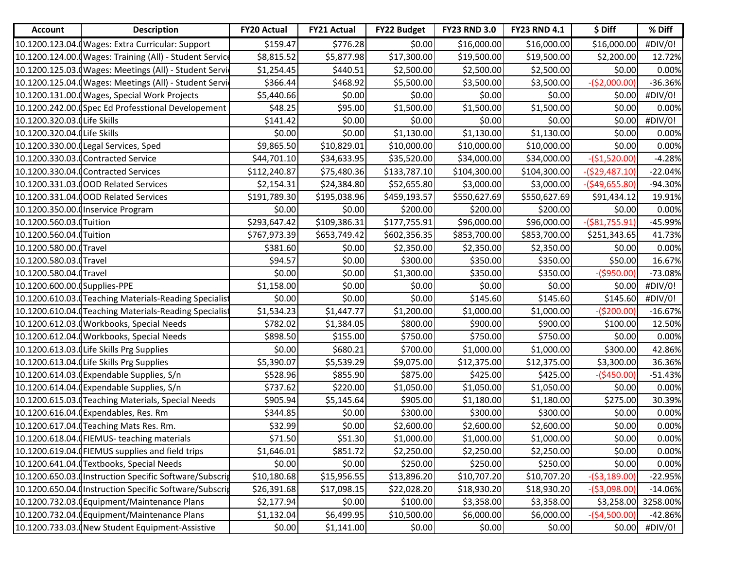| Account | Description | FY20 Actual | FY21 Actual | FY22 Budget | FY23 RND 3.0 | FY23 RND 4.1 | $ Diff | % Diff |
|---|---|---|---|---|---|---|---|---|
| 10.1200.123.04.( | Wages: Extra Curricular: Support | $159.47 | $776.28 | $0.00 | $16,000.00 | $16,000.00 | $16,000.00 | #DIV/0! |
| 10.1200.124.00.( | Wages: Training (All) - Student Service | $8,815.52 | $5,877.98 | $17,300.00 | $19,500.00 | $19,500.00 | $2,200.00 | 12.72% |
| 10.1200.125.03.( | Wages: Meetings (All) - Student Servi | $1,254.45 | $440.51 | $2,500.00 | $2,500.00 | $2,500.00 | $0.00 | 0.00% |
| 10.1200.125.04.( | Wages: Meetings (All) - Student Servi | $366.44 | $468.92 | $5,500.00 | $3,500.00 | $3,500.00 | -($2,000.00) | -36.36% |
| 10.1200.131.00.( | Wages, Special Work Projects | $5,440.66 | $0.00 | $0.00 | $0.00 | $0.00 | $0.00 | #DIV/0! |
| 10.1200.242.00.( | Spec Ed Professtional Developement | $48.25 | $95.00 | $1,500.00 | $1,500.00 | $1,500.00 | $0.00 | 0.00% |
| 10.1200.320.03.( | Life Skills | $141.42 | $0.00 | $0.00 | $0.00 | $0.00 | $0.00 | #DIV/0! |
| 10.1200.320.04.( | Life Skills | $0.00 | $0.00 | $1,130.00 | $1,130.00 | $1,130.00 | $0.00 | 0.00% |
| 10.1200.330.00.( | Legal Services, Sped | $9,865.50 | $10,829.01 | $10,000.00 | $10,000.00 | $10,000.00 | $0.00 | 0.00% |
| 10.1200.330.03.( | Contracted Service | $44,701.10 | $34,633.95 | $35,520.00 | $34,000.00 | $34,000.00 | -($1,520.00) | -4.28% |
| 10.1200.330.04.( | Contracted Services | $112,240.87 | $75,480.36 | $133,787.10 | $104,300.00 | $104,300.00 | -($29,487.10) | -22.04% |
| 10.1200.331.03.( | OOD Related Services | $2,154.31 | $24,384.80 | $52,655.80 | $3,000.00 | $3,000.00 | -($49,655.80) | -94.30% |
| 10.1200.331.04.( | OOD Related Services | $191,789.30 | $195,038.96 | $459,193.57 | $550,627.69 | $550,627.69 | $91,434.12 | 19.91% |
| 10.1200.350.00.( | Inservice Program | $0.00 | $0.00 | $200.00 | $200.00 | $200.00 | $0.00 | 0.00% |
| 10.1200.560.03.( | Tuition | $293,647.42 | $109,386.31 | $177,755.91 | $96,000.00 | $96,000.00 | -($81,755.91) | -45.99% |
| 10.1200.560.04.( | Tuition | $767,973.39 | $653,749.42 | $602,356.35 | $853,700.00 | $853,700.00 | $251,343.65 | 41.73% |
| 10.1200.580.00.( | Travel | $381.60 | $0.00 | $2,350.00 | $2,350.00 | $2,350.00 | $0.00 | 0.00% |
| 10.1200.580.03.( | Travel | $94.57 | $0.00 | $300.00 | $350.00 | $350.00 | $50.00 | 16.67% |
| 10.1200.580.04.( | Travel | $0.00 | $0.00 | $1,300.00 | $350.00 | $350.00 | -($950.00) | -73.08% |
| 10.1200.600.00.( | Supplies-PPE | $1,158.00 | $0.00 | $0.00 | $0.00 | $0.00 | $0.00 | #DIV/0! |
| 10.1200.610.03.( | Teaching Materials-Reading Specialist | $0.00 | $0.00 | $0.00 | $145.60 | $145.60 | $145.60 | #DIV/0! |
| 10.1200.610.04.( | Teaching Materials-Reading Specialist | $1,534.23 | $1,447.77 | $1,200.00 | $1,000.00 | $1,000.00 | -($200.00) | -16.67% |
| 10.1200.612.03.( | Workbooks, Special Needs | $782.02 | $1,384.05 | $800.00 | $900.00 | $900.00 | $100.00 | 12.50% |
| 10.1200.612.04.( | Workbooks, Special Needs | $898.50 | $155.00 | $750.00 | $750.00 | $750.00 | $0.00 | 0.00% |
| 10.1200.613.03.( | Life Skills Prg Supplies | $0.00 | $680.21 | $700.00 | $1,000.00 | $1,000.00 | $300.00 | 42.86% |
| 10.1200.613.04.( | Life Skills Prg Supplies | $5,390.07 | $5,539.29 | $9,075.00 | $12,375.00 | $12,375.00 | $3,300.00 | 36.36% |
| 10.1200.614.03.( | Expendable Supplies, S/n | $528.96 | $855.90 | $875.00 | $425.00 | $425.00 | -($450.00) | -51.43% |
| 10.1200.614.04.( | Expendable Supplies, S/n | $737.62 | $220.00 | $1,050.00 | $1,050.00 | $1,050.00 | $0.00 | 0.00% |
| 10.1200.615.03.( | Teaching Materials, Special Needs | $905.94 | $5,145.64 | $905.00 | $1,180.00 | $1,180.00 | $275.00 | 30.39% |
| 10.1200.616.04.( | Expendables, Res. Rm | $344.85 | $0.00 | $300.00 | $300.00 | $300.00 | $0.00 | 0.00% |
| 10.1200.617.04.( | Teaching Mats Res. Rm. | $32.99 | $0.00 | $2,600.00 | $2,600.00 | $2,600.00 | $0.00 | 0.00% |
| 10.1200.618.04.( | FIEMUS- teaching materials | $71.50 | $51.30 | $1,000.00 | $1,000.00 | $1,000.00 | $0.00 | 0.00% |
| 10.1200.619.04.( | FIEMUS supplies and field trips | $1,646.01 | $851.72 | $2,250.00 | $2,250.00 | $2,250.00 | $0.00 | 0.00% |
| 10.1200.641.04.( | Textbooks, Special Needs | $0.00 | $0.00 | $250.00 | $250.00 | $250.00 | $0.00 | 0.00% |
| 10.1200.650.03.( | Instruction Specific Software/Subscrip | $10,180.68 | $15,956.55 | $13,896.20 | $10,707.20 | $10,707.20 | -($3,189.00) | -22.95% |
| 10.1200.650.04.( | Instruction Specific Software/Subscrip | $26,391.68 | $17,098.15 | $22,028.20 | $18,930.20 | $18,930.20 | -($3,098.00) | -14.06% |
| 10.1200.732.03.( | Equipment/Maintenance Plans | $2,177.94 | $0.00 | $100.00 | $3,358.00 | $3,358.00 | $3,258.00 | 3258.00% |
| 10.1200.732.04.( | Equipment/Maintenance Plans | $1,132.04 | $6,499.95 | $10,500.00 | $6,000.00 | $6,000.00 | -($4,500.00) | -42.86% |
| 10.1200.733.03.( | New Student Equipment-Assistive | $0.00 | $1,141.00 | $0.00 | $0.00 | $0.00 | $0.00 | #DIV/0! |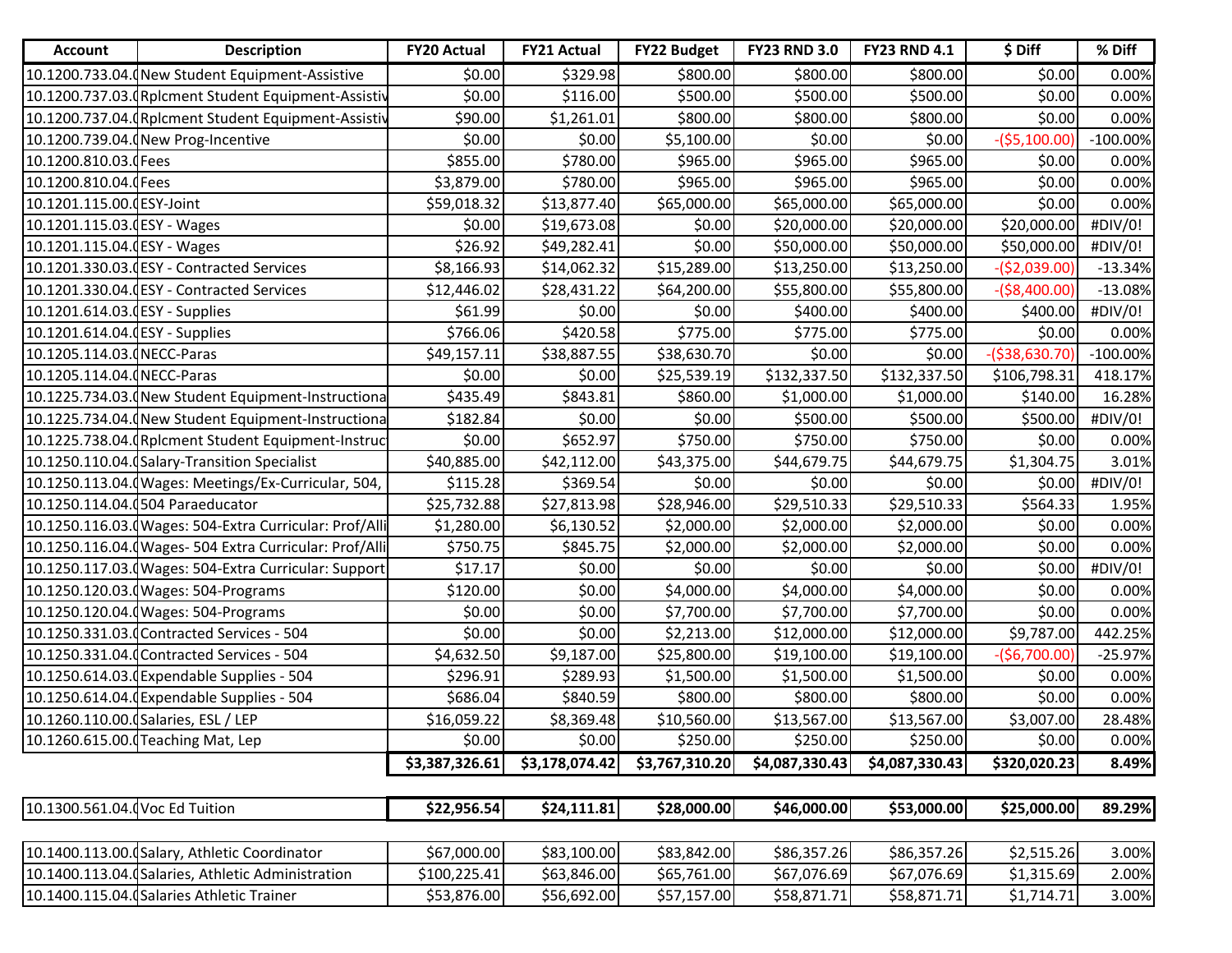| Account | Description | FY20 Actual | FY21 Actual | FY22 Budget | FY23 RND 3.0 | FY23 RND 4.1 | $ Diff | % Diff |
|---|---|---|---|---|---|---|---|---|
| 10.1200.733.04.( | New Student Equipment-Assistive | $0.00 | $329.98 | $800.00 | $800.00 | $800.00 | $0.00 | 0.00% |
| 10.1200.737.03.( | Rplcment Student Equipment-Assistiv | $0.00 | $116.00 | $500.00 | $500.00 | $500.00 | $0.00 | 0.00% |
| 10.1200.737.04.( | Rplcment Student Equipment-Assistiv | $90.00 | $1,261.01 | $800.00 | $800.00 | $800.00 | $0.00 | 0.00% |
| 10.1200.739.04.( | New Prog-Incentive | $0.00 | $0.00 | $5,100.00 | $0.00 | $0.00 | -($5,100.00) | -100.00% |
| 10.1200.810.03.( | Fees | $855.00 | $780.00 | $965.00 | $965.00 | $965.00 | $0.00 | 0.00% |
| 10.1200.810.04.( | Fees | $3,879.00 | $780.00 | $965.00 | $965.00 | $965.00 | $0.00 | 0.00% |
| 10.1201.115.00.( | ESY-Joint | $59,018.32 | $13,877.40 | $65,000.00 | $65,000.00 | $65,000.00 | $0.00 | 0.00% |
| 10.1201.115.03.( | ESY - Wages | $0.00 | $19,673.08 | $0.00 | $20,000.00 | $20,000.00 | $20,000.00 | #DIV/0! |
| 10.1201.115.04.( | ESY - Wages | $26.92 | $49,282.41 | $0.00 | $50,000.00 | $50,000.00 | $50,000.00 | #DIV/0! |
| 10.1201.330.03.( | ESY - Contracted Services | $8,166.93 | $14,062.32 | $15,289.00 | $13,250.00 | $13,250.00 | -($2,039.00) | -13.34% |
| 10.1201.330.04.( | ESY - Contracted Services | $12,446.02 | $28,431.22 | $64,200.00 | $55,800.00 | $55,800.00 | -($8,400.00) | -13.08% |
| 10.1201.614.03.( | ESY - Supplies | $61.99 | $0.00 | $0.00 | $400.00 | $400.00 | $400.00 | #DIV/0! |
| 10.1201.614.04.( | ESY - Supplies | $766.06 | $420.58 | $775.00 | $775.00 | $775.00 | $0.00 | 0.00% |
| 10.1205.114.03.( | NECC-Paras | $49,157.11 | $38,887.55 | $38,630.70 | $0.00 | $0.00 | -($38,630.70) | -100.00% |
| 10.1205.114.04.( | NECC-Paras | $0.00 | $0.00 | $25,539.19 | $132,337.50 | $132,337.50 | $106,798.31 | 418.17% |
| 10.1225.734.03.( | New Student Equipment-Instructiona | $435.49 | $843.81 | $860.00 | $1,000.00 | $1,000.00 | $140.00 | 16.28% |
| 10.1225.734.04.( | New Student Equipment-Instructiona | $182.84 | $0.00 | $0.00 | $500.00 | $500.00 | $500.00 | #DIV/0! |
| 10.1225.738.04.( | Rplcment Student Equipment-Instruc | $0.00 | $652.97 | $750.00 | $750.00 | $750.00 | $0.00 | 0.00% |
| 10.1250.110.04.( | Salary-Transition Specialist | $40,885.00 | $42,112.00 | $43,375.00 | $44,679.75 | $44,679.75 | $1,304.75 | 3.01% |
| 10.1250.113.04.( | Wages: Meetings/Ex-Curricular, 504, | $115.28 | $369.54 | $0.00 | $0.00 | $0.00 | $0.00 | #DIV/0! |
| 10.1250.114.04.( | 504 Paraeducator | $25,732.88 | $27,813.98 | $28,946.00 | $29,510.33 | $29,510.33 | $564.33 | 1.95% |
| 10.1250.116.03.( | Wages: 504-Extra Curricular: Prof/Alli | $1,280.00 | $6,130.52 | $2,000.00 | $2,000.00 | $2,000.00 | $0.00 | 0.00% |
| 10.1250.116.04.( | Wages- 504 Extra Curricular: Prof/Alli | $750.75 | $845.75 | $2,000.00 | $2,000.00 | $2,000.00 | $0.00 | 0.00% |
| 10.1250.117.03.( | Wages: 504-Extra Curricular: Support | $17.17 | $0.00 | $0.00 | $0.00 | $0.00 | $0.00 | #DIV/0! |
| 10.1250.120.03.( | Wages: 504-Programs | $120.00 | $0.00 | $4,000.00 | $4,000.00 | $4,000.00 | $0.00 | 0.00% |
| 10.1250.120.04.( | Wages: 504-Programs | $0.00 | $0.00 | $7,700.00 | $7,700.00 | $7,700.00 | $0.00 | 0.00% |
| 10.1250.331.03.( | Contracted Services - 504 | $0.00 | $0.00 | $2,213.00 | $12,000.00 | $12,000.00 | $9,787.00 | 442.25% |
| 10.1250.331.04.( | Contracted Services - 504 | $4,632.50 | $9,187.00 | $25,800.00 | $19,100.00 | $19,100.00 | -($6,700.00) | -25.97% |
| 10.1250.614.03.( | Expendable Supplies - 504 | $296.91 | $289.93 | $1,500.00 | $1,500.00 | $1,500.00 | $0.00 | 0.00% |
| 10.1250.614.04.( | Expendable Supplies - 504 | $686.04 | $840.59 | $800.00 | $800.00 | $800.00 | $0.00 | 0.00% |
| 10.1260.110.00.( | Salaries, ESL / LEP | $16,059.22 | $8,369.48 | $10,560.00 | $13,567.00 | $13,567.00 | $3,007.00 | 28.48% |
| 10.1260.615.00.( | Teaching Mat, Lep | $0.00 | $0.00 | $250.00 | $250.00 | $250.00 | $0.00 | 0.00% |
| | | **$3,387,326.61** | **$3,178,074.42** | **$3,767,310.20** | **$4,087,330.43** | **$4,087,330.43** | **$320,020.23** | **8.49%** |
| | | | | | | | | |
| 10.1300.561.04.( | Voc Ed Tuition | **$22,956.54** | **$24,111.81** | **$28,000.00** | **$46,000.00** | **$53,000.00** | **$25,000.00** | **89.29%** |
| | | | | | | | | |
| 10.1400.113.00.( | Salary, Athletic Coordinator | $67,000.00 | $83,100.00 | $83,842.00 | $86,357.26 | $86,357.26 | $2,515.26 | 3.00% |
| 10.1400.113.04.( | Salaries, Athletic Administration | $100,225.41 | $63,846.00 | $65,761.00 | $67,076.69 | $67,076.69 | $1,315.69 | 2.00% |
| 10.1400.115.04.( | Salaries Athletic Trainer | $53,876.00 | $56,692.00 | $57,157.00 | $58,871.71 | $58,871.71 | $1,714.71 | 3.00% |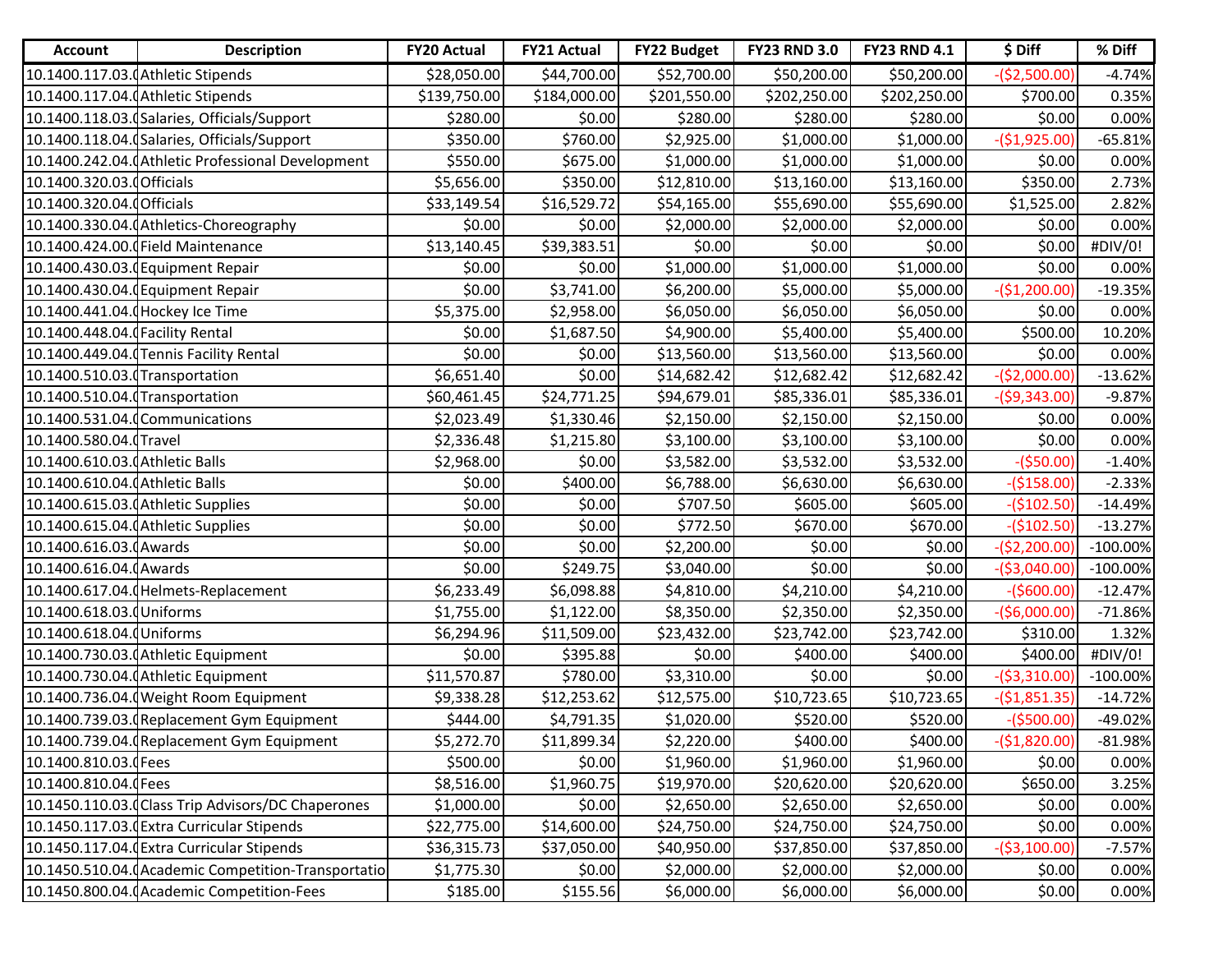| Account | Description | FY20 Actual | FY21 Actual | FY22 Budget | FY23 RND 3.0 | FY23 RND 4.1 | $ Diff | % Diff |
|---|---|---|---|---|---|---|---|---|
| 10.1400.117.03.( | Athletic Stipends | $28,050.00 | $44,700.00 | $52,700.00 | $50,200.00 | $50,200.00 | -($2,500.00) | -4.74% |
| 10.1400.117.04.( | Athletic Stipends | $139,750.00 | $184,000.00 | $201,550.00 | $202,250.00 | $202,250.00 | $700.00 | 0.35% |
| 10.1400.118.03.( | Salaries, Officials/Support | $280.00 | $0.00 | $280.00 | $280.00 | $280.00 | $0.00 | 0.00% |
| 10.1400.118.04.( | Salaries, Officials/Support | $350.00 | $760.00 | $2,925.00 | $1,000.00 | $1,000.00 | -($1,925.00) | -65.81% |
| 10.1400.242.04.( | Athletic Professional Development | $550.00 | $675.00 | $1,000.00 | $1,000.00 | $1,000.00 | $0.00 | 0.00% |
| 10.1400.320.03.( | Officials | $5,656.00 | $350.00 | $12,810.00 | $13,160.00 | $13,160.00 | $350.00 | 2.73% |
| 10.1400.320.04.( | Officials | $33,149.54 | $16,529.72 | $54,165.00 | $55,690.00 | $55,690.00 | $1,525.00 | 2.82% |
| 10.1400.330.04.( | Athletics-Choreography | $0.00 | $0.00 | $2,000.00 | $2,000.00 | $2,000.00 | $0.00 | 0.00% |
| 10.1400.424.00.( | Field Maintenance | $13,140.45 | $39,383.51 | $0.00 | $0.00 | $0.00 | $0.00 | #DIV/0! |
| 10.1400.430.03.( | Equipment Repair | $0.00 | $0.00 | $1,000.00 | $1,000.00 | $1,000.00 | $0.00 | 0.00% |
| 10.1400.430.04.( | Equipment Repair | $0.00 | $3,741.00 | $6,200.00 | $5,000.00 | $5,000.00 | -($1,200.00) | -19.35% |
| 10.1400.441.04.( | Hockey Ice Time | $5,375.00 | $2,958.00 | $6,050.00 | $6,050.00 | $6,050.00 | $0.00 | 0.00% |
| 10.1400.448.04.( | Facility Rental | $0.00 | $1,687.50 | $4,900.00 | $5,400.00 | $5,400.00 | $500.00 | 10.20% |
| 10.1400.449.04.( | Tennis Facility Rental | $0.00 | $0.00 | $13,560.00 | $13,560.00 | $13,560.00 | $0.00 | 0.00% |
| 10.1400.510.03.( | Transportation | $6,651.40 | $0.00 | $14,682.42 | $12,682.42 | $12,682.42 | -($2,000.00) | -13.62% |
| 10.1400.510.04.( | Transportation | $60,461.45 | $24,771.25 | $94,679.01 | $85,336.01 | $85,336.01 | -($9,343.00) | -9.87% |
| 10.1400.531.04.( | Communications | $2,023.49 | $1,330.46 | $2,150.00 | $2,150.00 | $2,150.00 | $0.00 | 0.00% |
| 10.1400.580.04.( | Travel | $2,336.48 | $1,215.80 | $3,100.00 | $3,100.00 | $3,100.00 | $0.00 | 0.00% |
| 10.1400.610.03.( | Athletic Balls | $2,968.00 | $0.00 | $3,582.00 | $3,532.00 | $3,532.00 | -($50.00) | -1.40% |
| 10.1400.610.04.( | Athletic Balls | $0.00 | $400.00 | $6,788.00 | $6,630.00 | $6,630.00 | -($158.00) | -2.33% |
| 10.1400.615.03.( | Athletic Supplies | $0.00 | $0.00 | $707.50 | $605.00 | $605.00 | -($102.50) | -14.49% |
| 10.1400.615.04.( | Athletic Supplies | $0.00 | $0.00 | $772.50 | $670.00 | $670.00 | -($102.50) | -13.27% |
| 10.1400.616.03.( | Awards | $0.00 | $0.00 | $2,200.00 | $0.00 | $0.00 | -($2,200.00) | -100.00% |
| 10.1400.616.04.( | Awards | $0.00 | $249.75 | $3,040.00 | $0.00 | $0.00 | -($3,040.00) | -100.00% |
| 10.1400.617.04.( | Helmets-Replacement | $6,233.49 | $6,098.88 | $4,810.00 | $4,210.00 | $4,210.00 | -($600.00) | -12.47% |
| 10.1400.618.03.( | Uniforms | $1,755.00 | $1,122.00 | $8,350.00 | $2,350.00 | $2,350.00 | -($6,000.00) | -71.86% |
| 10.1400.618.04.( | Uniforms | $6,294.96 | $11,509.00 | $23,432.00 | $23,742.00 | $23,742.00 | $310.00 | 1.32% |
| 10.1400.730.03.( | Athletic Equipment | $0.00 | $395.88 | $0.00 | $400.00 | $400.00 | $400.00 | #DIV/0! |
| 10.1400.730.04.( | Athletic Equipment | $11,570.87 | $780.00 | $3,310.00 | $0.00 | $0.00 | -($3,310.00) | -100.00% |
| 10.1400.736.04.( | Weight Room Equipment | $9,338.28 | $12,253.62 | $12,575.00 | $10,723.65 | $10,723.65 | -($1,851.35) | -14.72% |
| 10.1400.739.03.( | Replacement Gym Equipment | $444.00 | $4,791.35 | $1,020.00 | $520.00 | $520.00 | -($500.00) | -49.02% |
| 10.1400.739.04.( | Replacement Gym Equipment | $5,272.70 | $11,899.34 | $2,220.00 | $400.00 | $400.00 | -($1,820.00) | -81.98% |
| 10.1400.810.03.( | Fees | $500.00 | $0.00 | $1,960.00 | $1,960.00 | $1,960.00 | $0.00 | 0.00% |
| 10.1400.810.04.( | Fees | $8,516.00 | $1,960.75 | $19,970.00 | $20,620.00 | $20,620.00 | $650.00 | 3.25% |
| 10.1450.110.03.( | Class Trip Advisors/DC Chaperones | $1,000.00 | $0.00 | $2,650.00 | $2,650.00 | $2,650.00 | $0.00 | 0.00% |
| 10.1450.117.03.( | Extra Curricular Stipends | $22,775.00 | $14,600.00 | $24,750.00 | $24,750.00 | $24,750.00 | $0.00 | 0.00% |
| 10.1450.117.04.( | Extra Curricular Stipends | $36,315.73 | $37,050.00 | $40,950.00 | $37,850.00 | $37,850.00 | -($3,100.00) | -7.57% |
| 10.1450.510.04.( | Academic Competition-Transportatio | $1,775.30 | $0.00 | $2,000.00 | $2,000.00 | $2,000.00 | $0.00 | 0.00% |
| 10.1450.800.04.( | Academic Competition-Fees | $185.00 | $155.56 | $6,000.00 | $6,000.00 | $6,000.00 | $0.00 | 0.00% |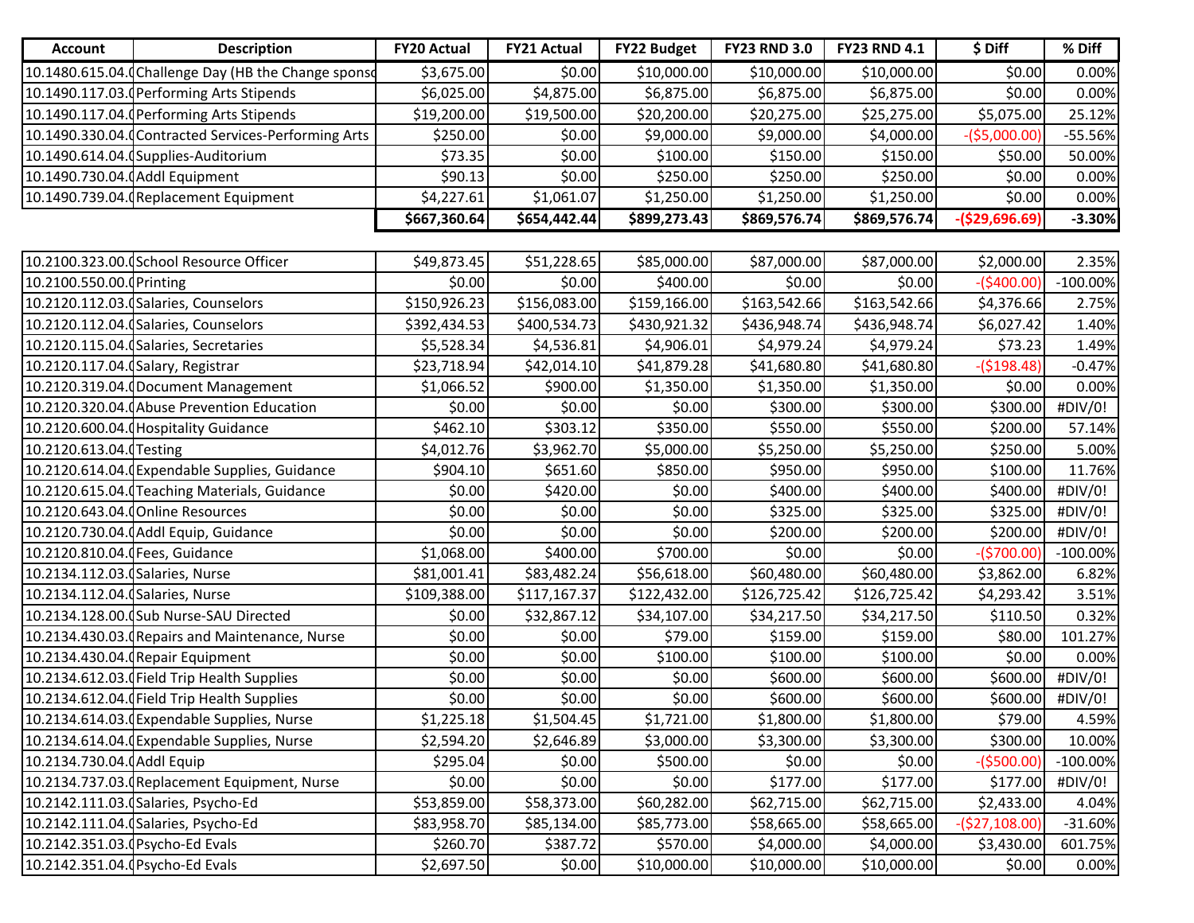| Account | Description | FY20 Actual | FY21 Actual | FY22 Budget | FY23 RND 3.0 | FY23 RND 4.1 | $ Diff | % Diff |
|---|---|---|---|---|---|---|---|---|
| 10.1480.615.04.( | Challenge Day (HB the Change sponso | $3,675.00 | $0.00 | $10,000.00 | $10,000.00 | $10,000.00 | $0.00 | 0.00% |
| 10.1490.117.03.( | Performing Arts Stipends | $6,025.00 | $4,875.00 | $6,875.00 | $6,875.00 | $6,875.00 | $0.00 | 0.00% |
| 10.1490.117.04.( | Performing Arts Stipends | $19,200.00 | $19,500.00 | $20,200.00 | $20,275.00 | $25,275.00 | $5,075.00 | 25.12% |
| 10.1490.330.04.( | Contracted Services-Performing Arts | $250.00 | $0.00 | $9,000.00 | $9,000.00 | $4,000.00 | -($5,000.00) | -55.56% |
| 10.1490.614.04.( | Supplies-Auditorium | $73.35 | $0.00 | $100.00 | $150.00 | $150.00 | $50.00 | 50.00% |
| 10.1490.730.04.( | Addl Equipment | $90.13 | $0.00 | $250.00 | $250.00 | $250.00 | $0.00 | 0.00% |
| 10.1490.739.04.( | Replacement Equipment | $4,227.61 | $1,061.07 | $1,250.00 | $1,250.00 | $1,250.00 | $0.00 | 0.00% |
| | | **$667,360.64** | **$654,442.44** | **$899,273.43** | **$869,576.74** | **$869,576.74** | **-($29,696.69)** | **-3.30%** |

| Account | Description | FY20 Actual | FY21 Actual | FY22 Budget | FY23 RND 3.0 | FY23 RND 4.1 | $ Diff | % Diff |
|---|---|---|---|---|---|---|---|---|
| 10.2100.323.00.( | School Resource Officer | $49,873.45 | $51,228.65 | $85,000.00 | $87,000.00 | $87,000.00 | $2,000.00 | 2.35% |
| 10.2100.550.00.( | Printing | $0.00 | $0.00 | $400.00 | $0.00 | $0.00 | -($400.00) | -100.00% |
| 10.2120.112.03.( | Salaries, Counselors | $150,926.23 | $156,083.00 | $159,166.00 | $163,542.66 | $163,542.66 | $4,376.66 | 2.75% |
| 10.2120.112.04.( | Salaries, Counselors | $392,434.53 | $400,534.73 | $430,921.32 | $436,948.74 | $436,948.74 | $6,027.42 | 1.40% |
| 10.2120.115.04.( | Salaries, Secretaries | $5,528.34 | $4,536.81 | $4,906.01 | $4,979.24 | $4,979.24 | $73.23 | 1.49% |
| 10.2120.117.04.( | Salary, Registrar | $23,718.94 | $42,014.10 | $41,879.28 | $41,680.80 | $41,680.80 | -($198.48) | -0.47% |
| 10.2120.319.04.( | Document Management | $1,066.52 | $900.00 | $1,350.00 | $1,350.00 | $1,350.00 | $0.00 | 0.00% |
| 10.2120.320.04.( | Abuse Prevention Education | $0.00 | $0.00 | $0.00 | $300.00 | $300.00 | $300.00 | #DIV/0! |
| 10.2120.600.04.( | Hospitality Guidance | $462.10 | $303.12 | $350.00 | $550.00 | $550.00 | $200.00 | 57.14% |
| 10.2120.613.04.( | Testing | $4,012.76 | $3,962.70 | $5,000.00 | $5,250.00 | $5,250.00 | $250.00 | 5.00% |
| 10.2120.614.04.( | Expendable Supplies, Guidance | $904.10 | $651.60 | $850.00 | $950.00 | $950.00 | $100.00 | 11.76% |
| 10.2120.615.04.( | Teaching Materials, Guidance | $0.00 | $420.00 | $0.00 | $400.00 | $400.00 | $400.00 | #DIV/0! |
| 10.2120.643.04.( | Online Resources | $0.00 | $0.00 | $0.00 | $325.00 | $325.00 | $325.00 | #DIV/0! |
| 10.2120.730.04.( | Addl Equip, Guidance | $0.00 | $0.00 | $0.00 | $200.00 | $200.00 | $200.00 | #DIV/0! |
| 10.2120.810.04.( | Fees, Guidance | $1,068.00 | $400.00 | $700.00 | $0.00 | $0.00 | -($700.00) | -100.00% |
| 10.2134.112.03.( | Salaries, Nurse | $81,001.41 | $83,482.24 | $56,618.00 | $60,480.00 | $60,480.00 | $3,862.00 | 6.82% |
| 10.2134.112.04.( | Salaries, Nurse | $109,388.00 | $117,167.37 | $122,432.00 | $126,725.42 | $126,725.42 | $4,293.42 | 3.51% |
| 10.2134.128.00.( | Sub Nurse-SAU Directed | $0.00 | $32,867.12 | $34,107.00 | $34,217.50 | $34,217.50 | $110.50 | 0.32% |
| 10.2134.430.03.( | Repairs and Maintenance, Nurse | $0.00 | $0.00 | $79.00 | $159.00 | $159.00 | $80.00 | 101.27% |
| 10.2134.430.04.( | Repair Equipment | $0.00 | $0.00 | $100.00 | $100.00 | $100.00 | $0.00 | 0.00% |
| 10.2134.612.03.( | Field Trip Health Supplies | $0.00 | $0.00 | $0.00 | $600.00 | $600.00 | $600.00 | #DIV/0! |
| 10.2134.612.04.( | Field Trip Health Supplies | $0.00 | $0.00 | $0.00 | $600.00 | $600.00 | $600.00 | #DIV/0! |
| 10.2134.614.03.( | Expendable Supplies, Nurse | $1,225.18 | $1,504.45 | $1,721.00 | $1,800.00 | $1,800.00 | $79.00 | 4.59% |
| 10.2134.614.04.( | Expendable Supplies, Nurse | $2,594.20 | $2,646.89 | $3,000.00 | $3,300.00 | $3,300.00 | $300.00 | 10.00% |
| 10.2134.730.04.( | Addl Equip | $295.04 | $0.00 | $500.00 | $0.00 | $0.00 | -($500.00) | -100.00% |
| 10.2134.737.03.( | Replacement Equipment, Nurse | $0.00 | $0.00 | $0.00 | $177.00 | $177.00 | $177.00 | #DIV/0! |
| 10.2142.111.03.( | Salaries, Psycho-Ed | $53,859.00 | $58,373.00 | $60,282.00 | $62,715.00 | $62,715.00 | $2,433.00 | 4.04% |
| 10.2142.111.04.( | Salaries, Psycho-Ed | $83,958.70 | $85,134.00 | $85,773.00 | $58,665.00 | $58,665.00 | -($27,108.00) | -31.60% |
| 10.2142.351.03.( | Psycho-Ed Evals | $260.70 | $387.72 | $570.00 | $4,000.00 | $4,000.00 | $3,430.00 | 601.75% |
| 10.2142.351.04.( | Psycho-Ed Evals | $2,697.50 | $0.00 | $10,000.00 | $10,000.00 | $10,000.00 | $0.00 | 0.00% |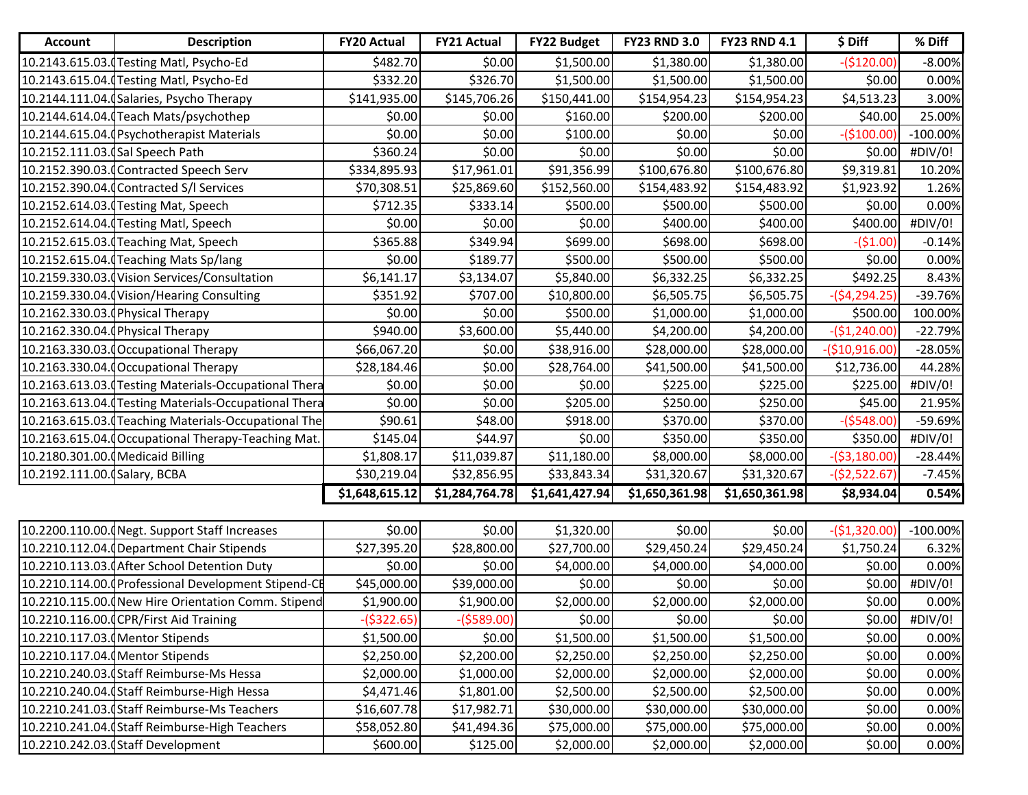| Account | Description | FY20 Actual | FY21 Actual | FY22 Budget | FY23 RND 3.0 | FY23 RND 4.1 | $ Diff | % Diff |
|---|---|---|---|---|---|---|---|---|
| 10.2143.615.03.( | Testing Matl, Psycho-Ed | $482.70 | $0.00 | $1,500.00 | $1,380.00 | $1,380.00 | -($120.00) | -8.00% |
| 10.2143.615.04.( | Testing Matl, Psycho-Ed | $332.20 | $326.70 | $1,500.00 | $1,500.00 | $1,500.00 | $0.00 | 0.00% |
| 10.2144.111.04.( | Salaries, Psycho Therapy | $141,935.00 | $145,706.26 | $150,441.00 | $154,954.23 | $154,954.23 | $4,513.23 | 3.00% |
| 10.2144.614.04.( | Teach Mats/psychothep | $0.00 | $0.00 | $160.00 | $200.00 | $200.00 | $40.00 | 25.00% |
| 10.2144.615.04.( | Psychotherapist Materials | $0.00 | $0.00 | $100.00 | $0.00 | $0.00 | -($100.00) | -100.00% |
| 10.2152.111.03.( | Sal Speech Path | $360.24 | $0.00 | $0.00 | $0.00 | $0.00 | $0.00 | #DIV/0! |
| 10.2152.390.03.( | Contracted Speech Serv | $334,895.93 | $17,961.01 | $91,356.99 | $100,676.80 | $100,676.80 | $9,319.81 | 10.20% |
| 10.2152.390.04.( | Contracted S/l Services | $70,308.51 | $25,869.60 | $152,560.00 | $154,483.92 | $154,483.92 | $1,923.92 | 1.26% |
| 10.2152.614.03.( | Testing Mat, Speech | $712.35 | $333.14 | $500.00 | $500.00 | $500.00 | $0.00 | 0.00% |
| 10.2152.614.04.( | Testing Matl, Speech | $0.00 | $0.00 | $0.00 | $400.00 | $400.00 | $400.00 | #DIV/0! |
| 10.2152.615.03.( | Teaching Mat, Speech | $365.88 | $349.94 | $699.00 | $698.00 | $698.00 | -($1.00) | -0.14% |
| 10.2152.615.04.( | Teaching Mats Sp/lang | $0.00 | $189.77 | $500.00 | $500.00 | $500.00 | $0.00 | 0.00% |
| 10.2159.330.03.( | Vision Services/Consultation | $6,141.17 | $3,134.07 | $5,840.00 | $6,332.25 | $6,332.25 | $492.25 | 8.43% |
| 10.2159.330.04.( | Vision/Hearing Consulting | $351.92 | $707.00 | $10,800.00 | $6,505.75 | $6,505.75 | -($4,294.25) | -39.76% |
| 10.2162.330.03.( | Physical Therapy | $0.00 | $0.00 | $500.00 | $1,000.00 | $1,000.00 | $500.00 | 100.00% |
| 10.2162.330.04.( | Physical Therapy | $940.00 | $3,600.00 | $5,440.00 | $4,200.00 | $4,200.00 | -($1,240.00) | -22.79% |
| 10.2163.330.03.( | Occupational Therapy | $66,067.20 | $0.00 | $38,916.00 | $28,000.00 | $28,000.00 | -($10,916.00) | -28.05% |
| 10.2163.330.04.( | Occupational Therapy | $28,184.46 | $0.00 | $28,764.00 | $41,500.00 | $41,500.00 | $12,736.00 | 44.28% |
| 10.2163.613.03.( | Testing Materials-Occupational Thera | $0.00 | $0.00 | $0.00 | $225.00 | $225.00 | $225.00 | #DIV/0! |
| 10.2163.613.04.( | Testing Materials-Occupational Thera | $0.00 | $0.00 | $205.00 | $250.00 | $250.00 | $45.00 | 21.95% |
| 10.2163.615.03.( | Teaching Materials-Occupational The | $90.61 | $48.00 | $918.00 | $370.00 | $370.00 | -($548.00) | -59.69% |
| 10.2163.615.04.( | Occupational Therapy-Teaching Mat. | $145.04 | $44.97 | $0.00 | $350.00 | $350.00 | $350.00 | #DIV/0! |
| 10.2180.301.00.( | Medicaid Billing | $1,808.17 | $11,039.87 | $11,180.00 | $8,000.00 | $8,000.00 | -($3,180.00) | -28.44% |
| 10.2192.111.00.( | Salary, BCBA | $30,219.04 | $32,856.95 | $33,843.34 | $31,320.67 | $31,320.67 | -($2,522.67) | -7.45% |
| | | **$1,648,615.12** | **$1,284,764.78** | **$1,641,427.94** | **$1,650,361.98** | **$1,650,361.98** | **$8,934.04** | **0.54%** |

| Account | Description | FY20 Actual | FY21 Actual | FY22 Budget | FY23 RND 3.0 | FY23 RND 4.1 | $ Diff | % Diff |
|---|---|---|---|---|---|---|---|---|
| 10.2200.110.00.( | Negt. Support Staff Increases | $0.00 | $0.00 | $1,320.00 | $0.00 | $0.00 | -($1,320.00) | -100.00% |
| 10.2210.112.04.( | Department Chair Stipends | $27,395.20 | $28,800.00 | $27,700.00 | $29,450.24 | $29,450.24 | $1,750.24 | 6.32% |
| 10.2210.113.03.( | After School Detention Duty | $0.00 | $0.00 | $4,000.00 | $4,000.00 | $4,000.00 | $0.00 | 0.00% |
| 10.2210.114.00.( | Professional Development Stipend-CE | $45,000.00 | $39,000.00 | $0.00 | $0.00 | $0.00 | $0.00 | #DIV/0! |
| 10.2210.115.00.( | New Hire Orientation Comm. Stipend | $1,900.00 | $1,900.00 | $2,000.00 | $2,000.00 | $2,000.00 | $0.00 | 0.00% |
| 10.2210.116.00.( | CPR/First Aid Training | -($322.65) | -($589.00) | $0.00 | $0.00 | $0.00 | $0.00 | #DIV/0! |
| 10.2210.117.03.( | Mentor Stipends | $1,500.00 | $0.00 | $1,500.00 | $1,500.00 | $1,500.00 | $0.00 | 0.00% |
| 10.2210.117.04.( | Mentor Stipends | $2,250.00 | $2,200.00 | $2,250.00 | $2,250.00 | $2,250.00 | $0.00 | 0.00% |
| 10.2210.240.03.( | Staff Reimburse-Ms Hessa | $2,000.00 | $1,000.00 | $2,000.00 | $2,000.00 | $2,000.00 | $0.00 | 0.00% |
| 10.2210.240.04.( | Staff Reimburse-High Hessa | $4,471.46 | $1,801.00 | $2,500.00 | $2,500.00 | $2,500.00 | $0.00 | 0.00% |
| 10.2210.241.03.( | Staff Reimburse-Ms Teachers | $16,607.78 | $17,982.71 | $30,000.00 | $30,000.00 | $30,000.00 | $0.00 | 0.00% |
| 10.2210.241.04.( | Staff Reimburse-High Teachers | $58,052.80 | $41,494.36 | $75,000.00 | $75,000.00 | $75,000.00 | $0.00 | 0.00% |
| 10.2210.242.03.( | Staff Development | $600.00 | $125.00 | $2,000.00 | $2,000.00 | $2,000.00 | $0.00 | 0.00% |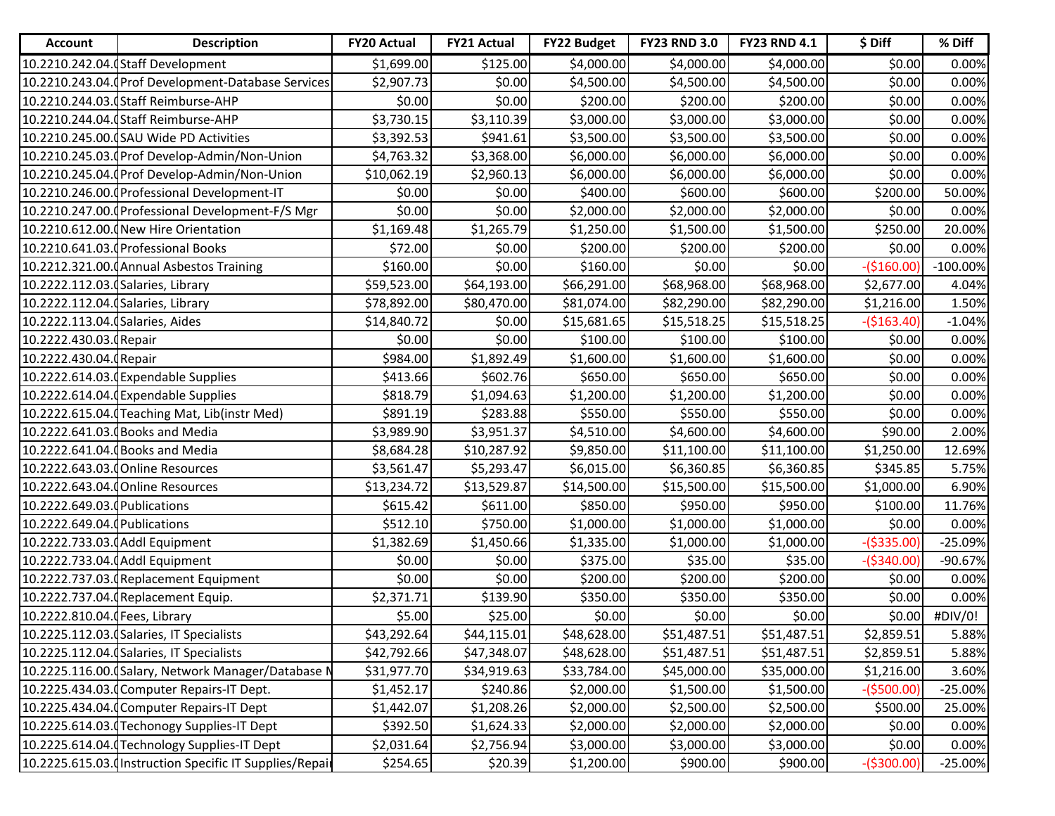| Account | Description | FY20 Actual | FY21 Actual | FY22 Budget | FY23 RND 3.0 | FY23 RND 4.1 | $ Diff | % Diff |
|---|---|---|---|---|---|---|---|---|
| 10.2210.242.04.0 | Staff Development | $1,699.00 | $125.00 | $4,000.00 | $4,000.00 | $4,000.00 | $0.00 | 0.00% |
| 10.2210.243.04.0 | Prof Development-Database Services | $2,907.73 | $0.00 | $4,500.00 | $4,500.00 | $4,500.00 | $0.00 | 0.00% |
| 10.2210.244.03.0 | Staff Reimburse-AHP | $0.00 | $0.00 | $200.00 | $200.00 | $200.00 | $0.00 | 0.00% |
| 10.2210.244.04.0 | Staff Reimburse-AHP | $3,730.15 | $3,110.39 | $3,000.00 | $3,000.00 | $3,000.00 | $0.00 | 0.00% |
| 10.2210.245.00.0 | SAU Wide PD Activities | $3,392.53 | $941.61 | $3,500.00 | $3,500.00 | $3,500.00 | $0.00 | 0.00% |
| 10.2210.245.03.0 | Prof Develop-Admin/Non-Union | $4,763.32 | $3,368.00 | $6,000.00 | $6,000.00 | $6,000.00 | $0.00 | 0.00% |
| 10.2210.245.04.0 | Prof Develop-Admin/Non-Union | $10,062.19 | $2,960.13 | $6,000.00 | $6,000.00 | $6,000.00 | $0.00 | 0.00% |
| 10.2210.246.00.0 | Professional Development-IT | $0.00 | $0.00 | $400.00 | $600.00 | $600.00 | $200.00 | 50.00% |
| 10.2210.247.00.0 | Professional Development-F/S Mgr | $0.00 | $0.00 | $2,000.00 | $2,000.00 | $2,000.00 | $0.00 | 0.00% |
| 10.2210.612.00.0 | New Hire Orientation | $1,169.48 | $1,265.79 | $1,250.00 | $1,500.00 | $1,500.00 | $250.00 | 20.00% |
| 10.2210.641.03.0 | Professional Books | $72.00 | $0.00 | $200.00 | $200.00 | $200.00 | $0.00 | 0.00% |
| 10.2212.321.00.0 | Annual Asbestos Training | $160.00 | $0.00 | $160.00 | $0.00 | $0.00 | -($160.00) | -100.00% |
| 10.2222.112.03.0 | Salaries, Library | $59,523.00 | $64,193.00 | $66,291.00 | $68,968.00 | $68,968.00 | $2,677.00 | 4.04% |
| 10.2222.112.04.0 | Salaries, Library | $78,892.00 | $80,470.00 | $81,074.00 | $82,290.00 | $82,290.00 | $1,216.00 | 1.50% |
| 10.2222.113.04.0 | Salaries, Aides | $14,840.72 | $0.00 | $15,681.65 | $15,518.25 | $15,518.25 | -($163.40) | -1.04% |
| 10.2222.430.03.0 | Repair | $0.00 | $0.00 | $100.00 | $100.00 | $100.00 | $0.00 | 0.00% |
| 10.2222.430.04.0 | Repair | $984.00 | $1,892.49 | $1,600.00 | $1,600.00 | $1,600.00 | $0.00 | 0.00% |
| 10.2222.614.03.0 | Expendable Supplies | $413.66 | $602.76 | $650.00 | $650.00 | $650.00 | $0.00 | 0.00% |
| 10.2222.614.04.0 | Expendable Supplies | $818.79 | $1,094.63 | $1,200.00 | $1,200.00 | $1,200.00 | $0.00 | 0.00% |
| 10.2222.615.04.0 | Teaching Mat, Lib(instr Med) | $891.19 | $283.88 | $550.00 | $550.00 | $550.00 | $0.00 | 0.00% |
| 10.2222.641.03.0 | Books and Media | $3,989.90 | $3,951.37 | $4,510.00 | $4,600.00 | $4,600.00 | $90.00 | 2.00% |
| 10.2222.641.04.0 | Books and Media | $8,684.28 | $10,287.92 | $9,850.00 | $11,100.00 | $11,100.00 | $1,250.00 | 12.69% |
| 10.2222.643.03.0 | Online Resources | $3,561.47 | $5,293.47 | $6,015.00 | $6,360.85 | $6,360.85 | $345.85 | 5.75% |
| 10.2222.643.04.0 | Online Resources | $13,234.72 | $13,529.87 | $14,500.00 | $15,500.00 | $15,500.00 | $1,000.00 | 6.90% |
| 10.2222.649.03.0 | Publications | $615.42 | $611.00 | $850.00 | $950.00 | $950.00 | $100.00 | 11.76% |
| 10.2222.649.04.0 | Publications | $512.10 | $750.00 | $1,000.00 | $1,000.00 | $1,000.00 | $0.00 | 0.00% |
| 10.2222.733.03.0 | Addl Equipment | $1,382.69 | $1,450.66 | $1,335.00 | $1,000.00 | $1,000.00 | -($335.00) | -25.09% |
| 10.2222.733.04.0 | Addl Equipment | $0.00 | $0.00 | $375.00 | $35.00 | $35.00 | -($340.00) | -90.67% |
| 10.2222.737.03.0 | Replacement Equipment | $0.00 | $0.00 | $200.00 | $200.00 | $200.00 | $0.00 | 0.00% |
| 10.2222.737.04.0 | Replacement Equip. | $2,371.71 | $139.90 | $350.00 | $350.00 | $350.00 | $0.00 | 0.00% |
| 10.2222.810.04.0 | Fees, Library | $5.00 | $25.00 | $0.00 | $0.00 | $0.00 | $0.00 | #DIV/0! |
| 10.2225.112.03.0 | Salaries, IT Specialists | $43,292.64 | $44,115.01 | $48,628.00 | $51,487.51 | $51,487.51 | $2,859.51 | 5.88% |
| 10.2225.112.04.0 | Salaries, IT Specialists | $42,792.66 | $47,348.07 | $48,628.00 | $51,487.51 | $51,487.51 | $2,859.51 | 5.88% |
| 10.2225.116.00.0 | Salary, Network Manager/Database M | $31,977.70 | $34,919.63 | $33,784.00 | $45,000.00 | $35,000.00 | $1,216.00 | 3.60% |
| 10.2225.434.03.0 | Computer Repairs-IT Dept. | $1,452.17 | $240.86 | $2,000.00 | $1,500.00 | $1,500.00 | -($500.00) | -25.00% |
| 10.2225.434.04.0 | Computer Repairs-IT Dept | $1,442.07 | $1,208.26 | $2,000.00 | $2,500.00 | $2,500.00 | $500.00 | 25.00% |
| 10.2225.614.03.0 | Techonogy Supplies-IT Dept | $392.50 | $1,624.33 | $2,000.00 | $2,000.00 | $2,000.00 | $0.00 | 0.00% |
| 10.2225.614.04.0 | Technology Supplies-IT Dept | $2,031.64 | $2,756.94 | $3,000.00 | $3,000.00 | $3,000.00 | $0.00 | 0.00% |
| 10.2225.615.03.0 | Instruction Specific IT Supplies/Repair | $254.65 | $20.39 | $1,200.00 | $900.00 | $900.00 | -($300.00) | -25.00% |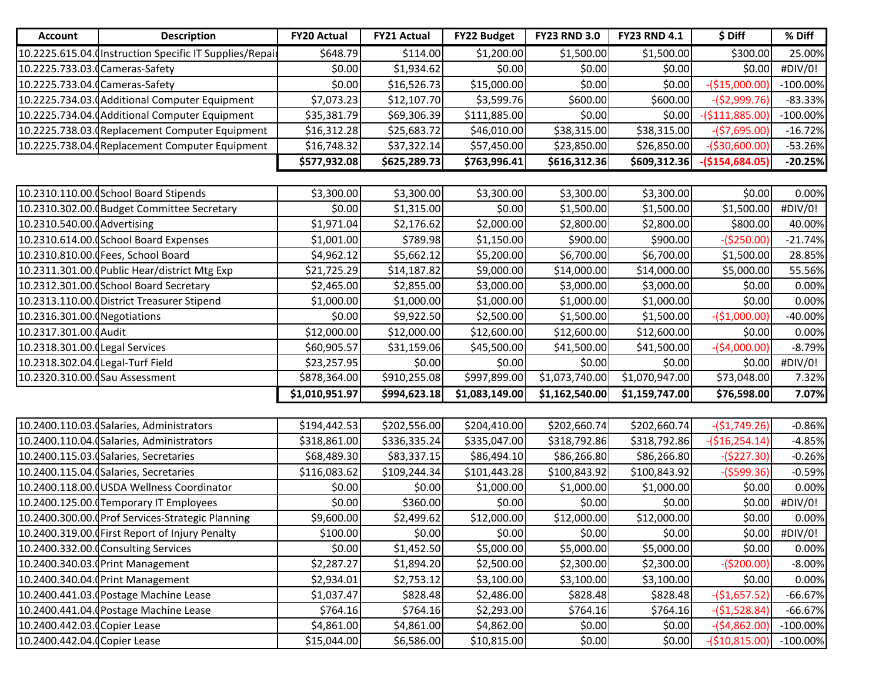| Account | Description | FY20 Actual | FY21 Actual | FY22 Budget | FY23 RND 3.0 | FY23 RND 4.1 | $ Diff | % Diff |
|---|---|---|---|---|---|---|---|---|
| 10.2225.615.04.0 | Instruction Specific IT Supplies/Repair | $648.79 | $114.00 | $1,200.00 | $1,500.00 | $1,500.00 | $300.00 | 25.00% |
| 10.2225.733.03.0 | Cameras-Safety | $0.00 | $1,934.62 | $0.00 | $0.00 | $0.00 | $0.00 | #DIV/0! |
| 10.2225.733.04.0 | Cameras-Safety | $0.00 | $16,526.73 | $15,000.00 | $0.00 | $0.00 | -($15,000.00) | -100.00% |
| 10.2225.734.03.0 | Additional Computer Equipment | $7,073.23 | $12,107.70 | $3,599.76 | $600.00 | $600.00 | -($2,999.76) | -83.33% |
| 10.2225.734.04.0 | Additional Computer Equipment | $35,381.79 | $69,306.39 | $111,885.00 | $0.00 | $0.00 | -($111,885.00) | -100.00% |
| 10.2225.738.03.0 | Replacement Computer Equipment | $16,312.28 | $25,683.72 | $46,010.00 | $38,315.00 | $38,315.00 | -($7,695.00) | -16.72% |
| 10.2225.738.04.0 | Replacement Computer Equipment | $16,748.32 | $37,322.14 | $57,450.00 | $23,850.00 | $26,850.00 | -($30,600.00) | -53.26% |
| | | **$577,932.08** | **$625,289.73** | **$763,996.41** | **$616,312.36** | **$609,312.36** | **-($154,684.05)** | **-20.25%** |
| | | | | | | | | |
| 10.2310.110.00.0 | School Board Stipends | $3,300.00 | $3,300.00 | $3,300.00 | $3,300.00 | $3,300.00 | $0.00 | 0.00% |
| 10.2310.302.00.0 | Budget Committee Secretary | $0.00 | $1,315.00 | $0.00 | $1,500.00 | $1,500.00 | $1,500.00 | #DIV/0! |
| 10.2310.540.00.0 | Advertising | $1,971.04 | $2,176.62 | $2,000.00 | $2,800.00 | $2,800.00 | $800.00 | 40.00% |
| 10.2310.614.00.0 | School Board Expenses | $1,001.00 | $789.98 | $1,150.00 | $900.00 | $900.00 | -($250.00) | -21.74% |
| 10.2310.810.00.0 | Fees, School Board | $4,962.12 | $5,662.12 | $5,200.00 | $6,700.00 | $6,700.00 | $1,500.00 | 28.85% |
| 10.2311.301.00.0 | Public Hear/district Mtg Exp | $21,725.29 | $14,187.82 | $9,000.00 | $14,000.00 | $14,000.00 | $5,000.00 | 55.56% |
| 10.2312.301.00.0 | School Board Secretary | $2,465.00 | $2,855.00 | $3,000.00 | $3,000.00 | $3,000.00 | $0.00 | 0.00% |
| 10.2313.110.00.0 | District Treasurer Stipend | $1,000.00 | $1,000.00 | $1,000.00 | $1,000.00 | $1,000.00 | $0.00 | 0.00% |
| 10.2316.301.00.0 | Negotiations | $0.00 | $9,922.50 | $2,500.00 | $1,500.00 | $1,500.00 | -($1,000.00) | -40.00% |
| 10.2317.301.00.0 | Audit | $12,000.00 | $12,000.00 | $12,600.00 | $12,600.00 | $12,600.00 | $0.00 | 0.00% |
| 10.2318.301.00.0 | Legal Services | $60,905.57 | $31,159.06 | $45,500.00 | $41,500.00 | $41,500.00 | -($4,000.00) | -8.79% |
| 10.2318.302.04.0 | Legal-Turf Field | $23,257.95 | $0.00 | $0.00 | $0.00 | $0.00 | $0.00 | #DIV/0! |
| 10.2320.310.00.0 | Sau Assessment | $878,364.00 | $910,255.08 | $997,899.00 | $1,073,740.00 | $1,070,947.00 | $73,048.00 | 7.32% |
| | | **$1,010,951.97** | **$994,623.18** | **$1,083,149.00** | **$1,162,540.00** | **$1,159,747.00** | **$76,598.00** | **7.07%** |
| | | | | | | | | |
| 10.2400.110.03.0 | Salaries, Administrators | $194,442.53 | $202,556.00 | $204,410.00 | $202,660.74 | $202,660.74 | -($1,749.26) | -0.86% |
| 10.2400.110.04.0 | Salaries, Administrators | $318,861.00 | $336,335.24 | $335,047.00 | $318,792.86 | $318,792.86 | -($16,254.14) | -4.85% |
| 10.2400.115.03.0 | Salaries, Secretaries | $68,489.30 | $83,337.15 | $86,494.10 | $86,266.80 | $86,266.80 | -($227.30) | -0.26% |
| 10.2400.115.04.0 | Salaries, Secretaries | $116,083.62 | $109,244.34 | $101,443.28 | $100,843.92 | $100,843.92 | -($599.36) | -0.59% |
| 10.2400.118.00.0 | USDA Wellness Coordinator | $0.00 | $0.00 | $1,000.00 | $1,000.00 | $1,000.00 | $0.00 | 0.00% |
| 10.2400.125.00.0 | Temporary IT Employees | $0.00 | $360.00 | $0.00 | $0.00 | $0.00 | $0.00 | #DIV/0! |
| 10.2400.300.00.0 | Prof Services-Strategic Planning | $9,600.00 | $2,499.62 | $12,000.00 | $12,000.00 | $12,000.00 | $0.00 | 0.00% |
| 10.2400.319.00.0 | First Report of Injury Penalty | $100.00 | $0.00 | $0.00 | $0.00 | $0.00 | $0.00 | #DIV/0! |
| 10.2400.332.00.0 | Consulting Services | $0.00 | $1,452.50 | $5,000.00 | $5,000.00 | $5,000.00 | $0.00 | 0.00% |
| 10.2400.340.03.0 | Print Management | $2,287.27 | $1,894.20 | $2,500.00 | $2,300.00 | $2,300.00 | -($200.00) | -8.00% |
| 10.2400.340.04.0 | Print Management | $2,934.01 | $2,753.12 | $3,100.00 | $3,100.00 | $3,100.00 | $0.00 | 0.00% |
| 10.2400.441.03.0 | Postage Machine Lease | $1,037.47 | $828.48 | $2,486.00 | $828.48 | $828.48 | -($1,657.52) | -66.67% |
| 10.2400.441.04.0 | Postage Machine Lease | $764.16 | $764.16 | $2,293.00 | $764.16 | $764.16 | -($1,528.84) | -66.67% |
| 10.2400.442.03.0 | Copier Lease | $4,861.00 | $4,861.00 | $4,862.00 | $0.00 | $0.00 | -($4,862.00) | -100.00% |
| 10.2400.442.04.0 | Copier Lease | $15,044.00 | $6,586.00 | $10,815.00 | $0.00 | $0.00 | -($10,815.00) | -100.00% |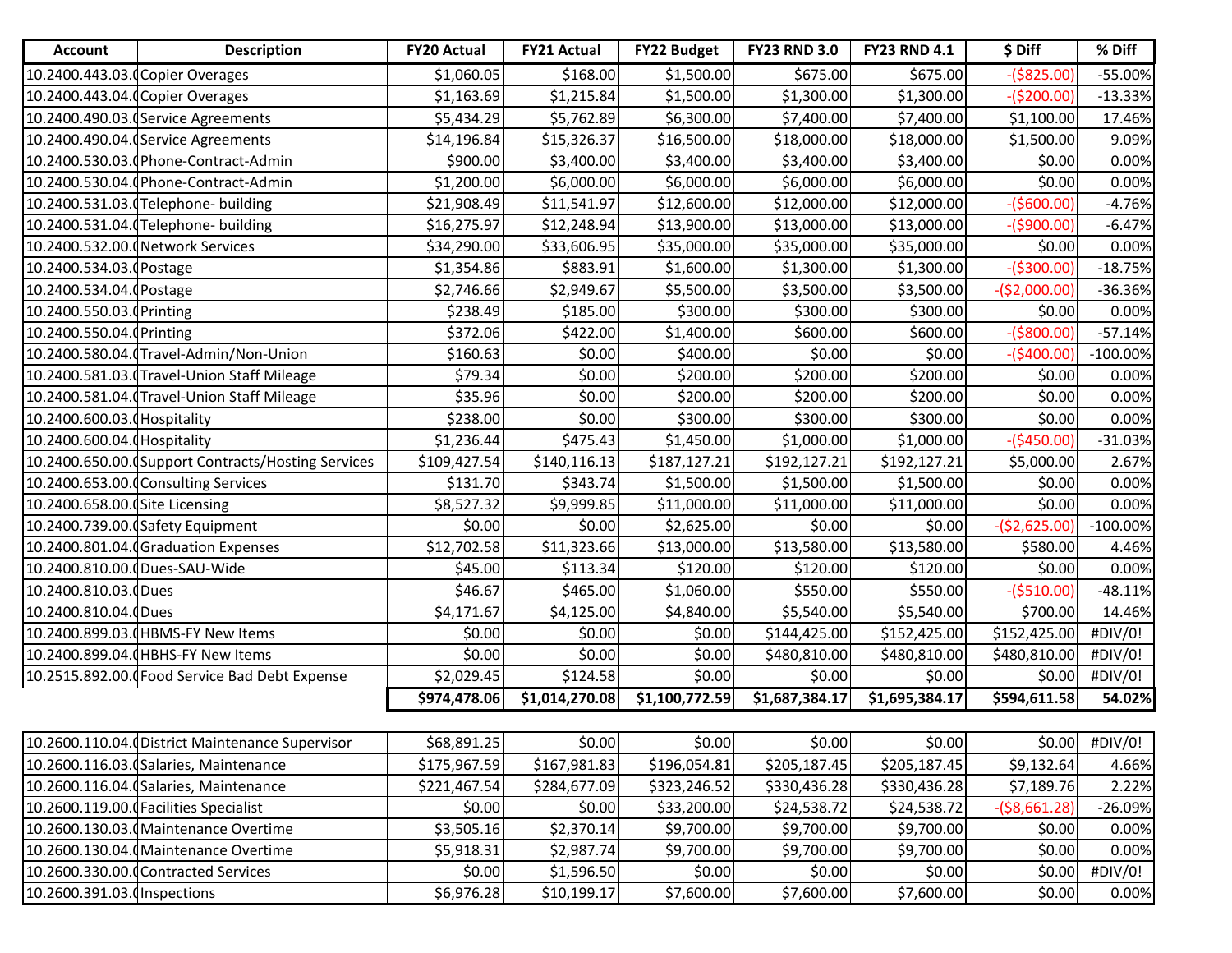| Account | Description | FY20 Actual | FY21 Actual | FY22 Budget | FY23 RND 3.0 | FY23 RND 4.1 | $ Diff | % Diff |
|---|---|---|---|---|---|---|---|---|
| 10.2400.443.03.0 | Copier Overages | $1,060.05 | $168.00 | $1,500.00 | $675.00 | $675.00 | -($825.00) | -55.00% |
| 10.2400.443.04.0 | Copier Overages | $1,163.69 | $1,215.84 | $1,500.00 | $1,300.00 | $1,300.00 | -($200.00) | -13.33% |
| 10.2400.490.03.0 | Service Agreements | $5,434.29 | $5,762.89 | $6,300.00 | $7,400.00 | $7,400.00 | $1,100.00 | 17.46% |
| 10.2400.490.04.0 | Service Agreements | $14,196.84 | $15,326.37 | $16,500.00 | $18,000.00 | $18,000.00 | $1,500.00 | 9.09% |
| 10.2400.530.03.0 | Phone-Contract-Admin | $900.00 | $3,400.00 | $3,400.00 | $3,400.00 | $3,400.00 | $0.00 | 0.00% |
| 10.2400.530.04.0 | Phone-Contract-Admin | $1,200.00 | $6,000.00 | $6,000.00 | $6,000.00 | $6,000.00 | $0.00 | 0.00% |
| 10.2400.531.03.0 | Telephone- building | $21,908.49 | $11,541.97 | $12,600.00 | $12,000.00 | $12,000.00 | -($600.00) | -4.76% |
| 10.2400.531.04.0 | Telephone- building | $16,275.97 | $12,248.94 | $13,900.00 | $13,000.00 | $13,000.00 | -($900.00) | -6.47% |
| 10.2400.532.00.0 | Network Services | $34,290.00 | $33,606.95 | $35,000.00 | $35,000.00 | $35,000.00 | $0.00 | 0.00% |
| 10.2400.534.03.0 | Postage | $1,354.86 | $883.91 | $1,600.00 | $1,300.00 | $1,300.00 | -($300.00) | -18.75% |
| 10.2400.534.04.0 | Postage | $2,746.66 | $2,949.67 | $5,500.00 | $3,500.00 | $3,500.00 | -($2,000.00) | -36.36% |
| 10.2400.550.03.0 | Printing | $238.49 | $185.00 | $300.00 | $300.00 | $300.00 | $0.00 | 0.00% |
| 10.2400.550.04.0 | Printing | $372.06 | $422.00 | $1,400.00 | $600.00 | $600.00 | -($800.00) | -57.14% |
| 10.2400.580.04.0 | Travel-Admin/Non-Union | $160.63 | $0.00 | $400.00 | $0.00 | $0.00 | -($400.00) | -100.00% |
| 10.2400.581.03.0 | Travel-Union Staff Mileage | $79.34 | $0.00 | $200.00 | $200.00 | $200.00 | $0.00 | 0.00% |
| 10.2400.581.04.0 | Travel-Union Staff Mileage | $35.96 | $0.00 | $200.00 | $200.00 | $200.00 | $0.00 | 0.00% |
| 10.2400.600.03.0 | Hospitality | $238.00 | $0.00 | $300.00 | $300.00 | $300.00 | $0.00 | 0.00% |
| 10.2400.600.04.0 | Hospitality | $1,236.44 | $475.43 | $1,450.00 | $1,000.00 | $1,000.00 | -($450.00) | -31.03% |
| 10.2400.650.00.0 | Support Contracts/Hosting Services | $109,427.54 | $140,116.13 | $187,127.21 | $192,127.21 | $192,127.21 | $5,000.00 | 2.67% |
| 10.2400.653.00.0 | Consulting Services | $131.70 | $343.74 | $1,500.00 | $1,500.00 | $1,500.00 | $0.00 | 0.00% |
| 10.2400.658.00.0 | Site Licensing | $8,527.32 | $9,999.85 | $11,000.00 | $11,000.00 | $11,000.00 | $0.00 | 0.00% |
| 10.2400.739.00.0 | Safety Equipment | $0.00 | $0.00 | $2,625.00 | $0.00 | $0.00 | -($2,625.00) | -100.00% |
| 10.2400.801.04.0 | Graduation Expenses | $12,702.58 | $11,323.66 | $13,000.00 | $13,580.00 | $13,580.00 | $580.00 | 4.46% |
| 10.2400.810.00.0 | Dues-SAU-Wide | $45.00 | $113.34 | $120.00 | $120.00 | $120.00 | $0.00 | 0.00% |
| 10.2400.810.03.0 | Dues | $46.67 | $465.00 | $1,060.00 | $550.00 | $550.00 | -($510.00) | -48.11% |
| 10.2400.810.04.0 | Dues | $4,171.67 | $4,125.00 | $4,840.00 | $5,540.00 | $5,540.00 | $700.00 | 14.46% |
| 10.2400.899.03.0 | HBMS-FY New Items | $0.00 | $0.00 | $0.00 | $144,425.00 | $152,425.00 | $152,425.00 | #DIV/0! |
| 10.2400.899.04.0 | HBHS-FY New Items | $0.00 | $0.00 | $0.00 | $480,810.00 | $480,810.00 | $480,810.00 | #DIV/0! |
| 10.2515.892.00.0 | Food Service Bad Debt Expense | $2,029.45 | $124.58 | $0.00 | $0.00 | $0.00 | $0.00 | #DIV/0! |
| | | **$974,478.06** | **$1,014,270.08** | **$1,100,772.59** | **$1,687,384.17** | **$1,695,384.17** | **$594,611.58** | **54.02%** |

| Account | Description | FY20 Actual | FY21 Actual | FY22 Budget | FY23 RND 3.0 | FY23 RND 4.1 | $ Diff | % Diff |
|---|---|---|---|---|---|---|---|---|
| 10.2600.110.04.0 | District Maintenance Supervisor | $68,891.25 | $0.00 | $0.00 | $0.00 | $0.00 | $0.00 | #DIV/0! |
| 10.2600.116.03.0 | Salaries, Maintenance | $175,967.59 | $167,981.83 | $196,054.81 | $205,187.45 | $205,187.45 | $9,132.64 | 4.66% |
| 10.2600.116.04.0 | Salaries, Maintenance | $221,467.54 | $284,677.09 | $323,246.52 | $330,436.28 | $330,436.28 | $7,189.76 | 2.22% |
| 10.2600.119.00.0 | Facilities Specialist | $0.00 | $0.00 | $33,200.00 | $24,538.72 | $24,538.72 | -($8,661.28) | -26.09% |
| 10.2600.130.03.0 | Maintenance Overtime | $3,505.16 | $2,370.14 | $9,700.00 | $9,700.00 | $9,700.00 | $0.00 | 0.00% |
| 10.2600.130.04.0 | Maintenance Overtime | $5,918.31 | $2,987.74 | $9,700.00 | $9,700.00 | $9,700.00 | $0.00 | 0.00% |
| 10.2600.330.00.0 | Contracted Services | $0.00 | $1,596.50 | $0.00 | $0.00 | $0.00 | $0.00 | #DIV/0! |
| 10.2600.391.03.0 | Inspections | $6,976.28 | $10,199.17 | $7,600.00 | $7,600.00 | $7,600.00 | $0.00 | 0.00% |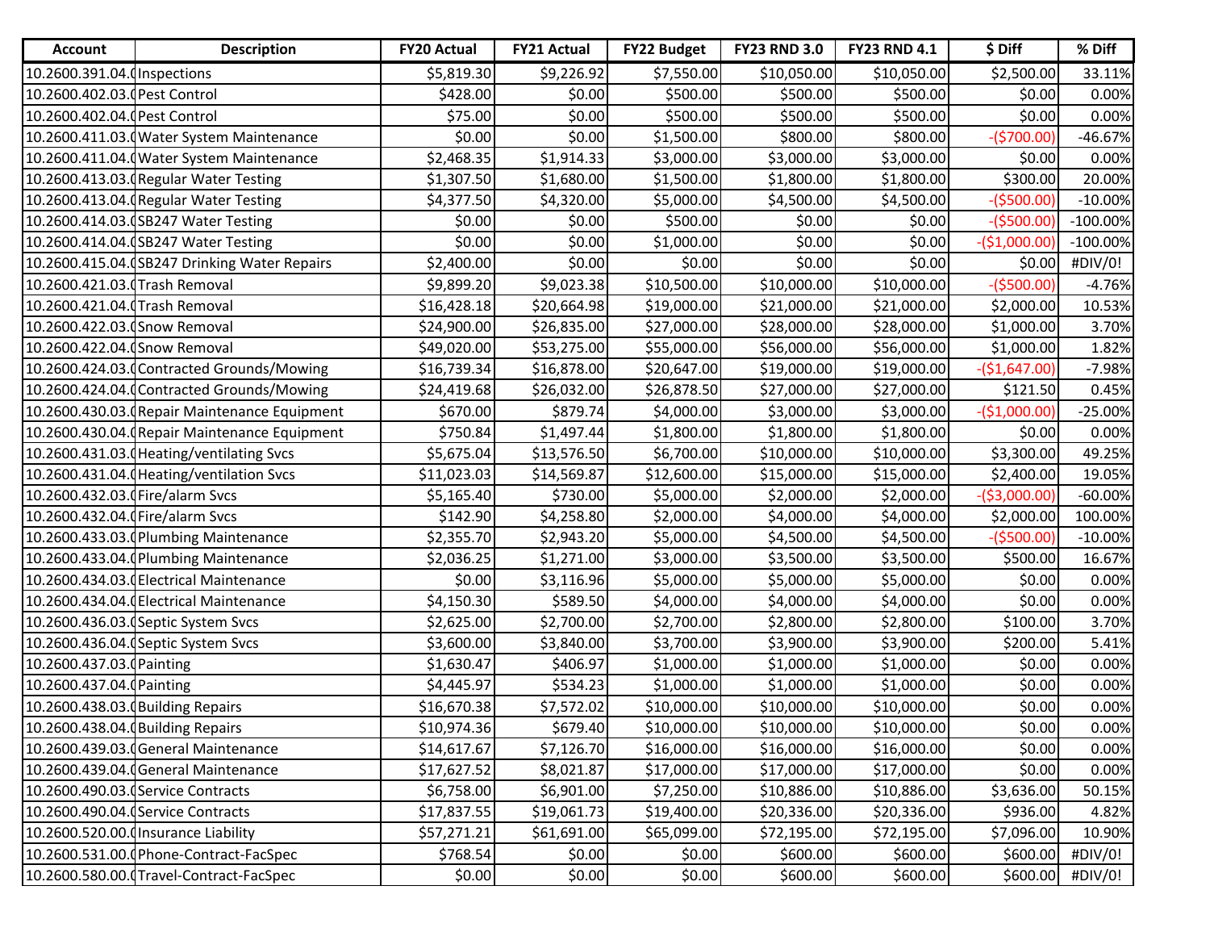| Account | Description | FY20 Actual | FY21 Actual | FY22 Budget | FY23 RND 3.0 | FY23 RND 4.1 | $ Diff | % Diff |
|---|---|---|---|---|---|---|---|---|
| 10.2600.391.04.( | Inspections | $5,819.30 | $9,226.92 | $7,550.00 | $10,050.00 | $10,050.00 | $2,500.00 | 33.11% |
| 10.2600.402.03.( | Pest Control | $428.00 | $0.00 | $500.00 | $500.00 | $500.00 | $0.00 | 0.00% |
| 10.2600.402.04.( | Pest Control | $75.00 | $0.00 | $500.00 | $500.00 | $500.00 | $0.00 | 0.00% |
| 10.2600.411.03.( | Water System Maintenance | $0.00 | $0.00 | $1,500.00 | $800.00 | $800.00 | -($700.00) | -46.67% |
| 10.2600.411.04.( | Water System Maintenance | $2,468.35 | $1,914.33 | $3,000.00 | $3,000.00 | $3,000.00 | $0.00 | 0.00% |
| 10.2600.413.03.( | Regular Water Testing | $1,307.50 | $1,680.00 | $1,500.00 | $1,800.00 | $1,800.00 | $300.00 | 20.00% |
| 10.2600.413.04.( | Regular Water Testing | $4,377.50 | $4,320.00 | $5,000.00 | $4,500.00 | $4,500.00 | -($500.00) | -10.00% |
| 10.2600.414.03.( | SB247 Water Testing | $0.00 | $0.00 | $500.00 | $0.00 | $0.00 | -($500.00) | -100.00% |
| 10.2600.414.04.( | SB247 Water Testing | $0.00 | $0.00 | $1,000.00 | $0.00 | $0.00 | -($1,000.00) | -100.00% |
| 10.2600.415.04.( | SB247 Drinking Water Repairs | $2,400.00 | $0.00 | $0.00 | $0.00 | $0.00 | $0.00 | #DIV/0! |
| 10.2600.421.03.( | Trash Removal | $9,899.20 | $9,023.38 | $10,500.00 | $10,000.00 | $10,000.00 | -($500.00) | -4.76% |
| 10.2600.421.04.( | Trash Removal | $16,428.18 | $20,664.98 | $19,000.00 | $21,000.00 | $21,000.00 | $2,000.00 | 10.53% |
| 10.2600.422.03.( | Snow Removal | $24,900.00 | $26,835.00 | $27,000.00 | $28,000.00 | $28,000.00 | $1,000.00 | 3.70% |
| 10.2600.422.04.( | Snow Removal | $49,020.00 | $53,275.00 | $55,000.00 | $56,000.00 | $56,000.00 | $1,000.00 | 1.82% |
| 10.2600.424.03.( | Contracted Grounds/Mowing | $16,739.34 | $16,878.00 | $20,647.00 | $19,000.00 | $19,000.00 | -($1,647.00) | -7.98% |
| 10.2600.424.04.( | Contracted Grounds/Mowing | $24,419.68 | $26,032.00 | $26,878.50 | $27,000.00 | $27,000.00 | $121.50 | 0.45% |
| 10.2600.430.03.( | Repair Maintenance Equipment | $670.00 | $879.74 | $4,000.00 | $3,000.00 | $3,000.00 | -($1,000.00) | -25.00% |
| 10.2600.430.04.( | Repair Maintenance Equipment | $750.84 | $1,497.44 | $1,800.00 | $1,800.00 | $1,800.00 | $0.00 | 0.00% |
| 10.2600.431.03.( | Heating/ventilating Svcs | $5,675.04 | $13,576.50 | $6,700.00 | $10,000.00 | $10,000.00 | $3,300.00 | 49.25% |
| 10.2600.431.04.( | Heating/ventilation Svcs | $11,023.03 | $14,569.87 | $12,600.00 | $15,000.00 | $15,000.00 | $2,400.00 | 19.05% |
| 10.2600.432.03.( | Fire/alarm Svcs | $5,165.40 | $730.00 | $5,000.00 | $2,000.00 | $2,000.00 | -($3,000.00) | -60.00% |
| 10.2600.432.04.( | Fire/alarm Svcs | $142.90 | $4,258.80 | $2,000.00 | $4,000.00 | $4,000.00 | $2,000.00 | 100.00% |
| 10.2600.433.03.( | Plumbing Maintenance | $2,355.70 | $2,943.20 | $5,000.00 | $4,500.00 | $4,500.00 | -($500.00) | -10.00% |
| 10.2600.433.04.( | Plumbing Maintenance | $2,036.25 | $1,271.00 | $3,000.00 | $3,500.00 | $3,500.00 | $500.00 | 16.67% |
| 10.2600.434.03.( | Electrical Maintenance | $0.00 | $3,116.96 | $5,000.00 | $5,000.00 | $5,000.00 | $0.00 | 0.00% |
| 10.2600.434.04.( | Electrical Maintenance | $4,150.30 | $589.50 | $4,000.00 | $4,000.00 | $4,000.00 | $0.00 | 0.00% |
| 10.2600.436.03.( | Septic System Svcs | $2,625.00 | $2,700.00 | $2,700.00 | $2,800.00 | $2,800.00 | $100.00 | 3.70% |
| 10.2600.436.04.( | Septic System Svcs | $3,600.00 | $3,840.00 | $3,700.00 | $3,900.00 | $3,900.00 | $200.00 | 5.41% |
| 10.2600.437.03.( | Painting | $1,630.47 | $406.97 | $1,000.00 | $1,000.00 | $1,000.00 | $0.00 | 0.00% |
| 10.2600.437.04.( | Painting | $4,445.97 | $534.23 | $1,000.00 | $1,000.00 | $1,000.00 | $0.00 | 0.00% |
| 10.2600.438.03.( | Building Repairs | $16,670.38 | $7,572.02 | $10,000.00 | $10,000.00 | $10,000.00 | $0.00 | 0.00% |
| 10.2600.438.04.( | Building Repairs | $10,974.36 | $679.40 | $10,000.00 | $10,000.00 | $10,000.00 | $0.00 | 0.00% |
| 10.2600.439.03.( | General Maintenance | $14,617.67 | $7,126.70 | $16,000.00 | $16,000.00 | $16,000.00 | $0.00 | 0.00% |
| 10.2600.439.04.( | General Maintenance | $17,627.52 | $8,021.87 | $17,000.00 | $17,000.00 | $17,000.00 | $0.00 | 0.00% |
| 10.2600.490.03.( | Service Contracts | $6,758.00 | $6,901.00 | $7,250.00 | $10,886.00 | $10,886.00 | $3,636.00 | 50.15% |
| 10.2600.490.04.( | Service Contracts | $17,837.55 | $19,061.73 | $19,400.00 | $20,336.00 | $20,336.00 | $936.00 | 4.82% |
| 10.2600.520.00.( | Insurance Liability | $57,271.21 | $61,691.00 | $65,099.00 | $72,195.00 | $72,195.00 | $7,096.00 | 10.90% |
| 10.2600.531.00.( | Phone-Contract-FacSpec | $768.54 | $0.00 | $0.00 | $600.00 | $600.00 | $600.00 | #DIV/0! |
| 10.2600.580.00.( | Travel-Contract-FacSpec | $0.00 | $0.00 | $0.00 | $600.00 | $600.00 | $600.00 | #DIV/0! |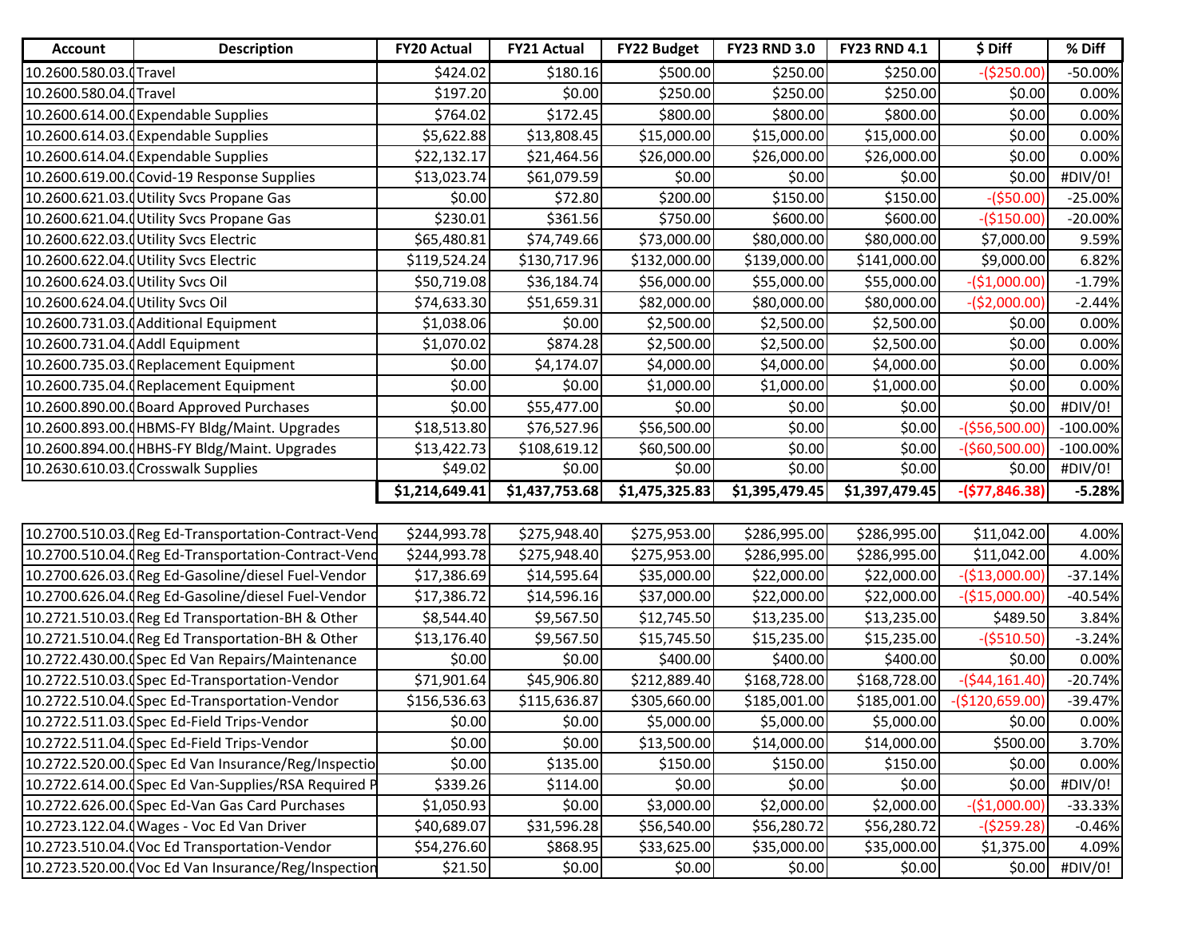| Account | Description | FY20 Actual | FY21 Actual | FY22 Budget | FY23 RND 3.0 | FY23 RND 4.1 | $ Diff | % Diff |
|---|---|---|---|---|---|---|---|---|
| 10.2600.580.03.( | Travel | $424.02 | $180.16 | $500.00 | $250.00 | $250.00 | -($250.00) | -50.00% |
| 10.2600.580.04.( | Travel | $197.20 | $0.00 | $250.00 | $250.00 | $250.00 | $0.00 | 0.00% |
| 10.2600.614.00.( | Expendable Supplies | $764.02 | $172.45 | $800.00 | $800.00 | $800.00 | $0.00 | 0.00% |
| 10.2600.614.03.( | Expendable Supplies | $5,622.88 | $13,808.45 | $15,000.00 | $15,000.00 | $15,000.00 | $0.00 | 0.00% |
| 10.2600.614.04.( | Expendable Supplies | $22,132.17 | $21,464.56 | $26,000.00 | $26,000.00 | $26,000.00 | $0.00 | 0.00% |
| 10.2600.619.00.( | Covid-19 Response Supplies | $13,023.74 | $61,079.59 | $0.00 | $0.00 | $0.00 | $0.00 | #DIV/0! |
| 10.2600.621.03.( | Utility Svcs Propane Gas | $0.00 | $72.80 | $200.00 | $150.00 | $150.00 | -($50.00) | -25.00% |
| 10.2600.621.04.( | Utility Svcs Propane Gas | $230.01 | $361.56 | $750.00 | $600.00 | $600.00 | -($150.00) | -20.00% |
| 10.2600.622.03.( | Utility Svcs Electric | $65,480.81 | $74,749.66 | $73,000.00 | $80,000.00 | $80,000.00 | $7,000.00 | 9.59% |
| 10.2600.622.04.( | Utility Svcs Electric | $119,524.24 | $130,717.96 | $132,000.00 | $139,000.00 | $141,000.00 | $9,000.00 | 6.82% |
| 10.2600.624.03.( | Utility Svcs Oil | $50,719.08 | $36,184.74 | $56,000.00 | $55,000.00 | $55,000.00 | -($1,000.00) | -1.79% |
| 10.2600.624.04.( | Utility Svcs Oil | $74,633.30 | $51,659.31 | $82,000.00 | $80,000.00 | $80,000.00 | -($2,000.00) | -2.44% |
| 10.2600.731.03.( | Additional Equipment | $1,038.06 | $0.00 | $2,500.00 | $2,500.00 | $2,500.00 | $0.00 | 0.00% |
| 10.2600.731.04.( | Addl Equipment | $1,070.02 | $874.28 | $2,500.00 | $2,500.00 | $2,500.00 | $0.00 | 0.00% |
| 10.2600.735.03.( | Replacement Equipment | $0.00 | $4,174.07 | $4,000.00 | $4,000.00 | $4,000.00 | $0.00 | 0.00% |
| 10.2600.735.04.( | Replacement Equipment | $0.00 | $0.00 | $1,000.00 | $1,000.00 | $1,000.00 | $0.00 | 0.00% |
| 10.2600.890.00.( | Board Approved Purchases | $0.00 | $55,477.00 | $0.00 | $0.00 | $0.00 | $0.00 | #DIV/0! |
| 10.2600.893.00.( | HBMS-FY Bldg/Maint. Upgrades | $18,513.80 | $76,527.96 | $56,500.00 | $0.00 | $0.00 | -($56,500.00) | -100.00% |
| 10.2600.894.00.( | HBHS-FY Bldg/Maint. Upgrades | $13,422.73 | $108,619.12 | $60,500.00 | $0.00 | $0.00 | -($60,500.00) | -100.00% |
| 10.2630.610.03.( | Crosswalk Supplies | $49.02 | $0.00 | $0.00 | $0.00 | $0.00 | $0.00 | #DIV/0! |
| | | **$1,214,649.41** | **$1,437,753.68** | **$1,475,325.83** | **$1,395,479.45** | **$1,397,479.45** | **-($77,846.38)** | **-5.28%** |

| Account | Description | FY20 Actual | FY21 Actual | FY22 Budget | FY23 RND 3.0 | FY23 RND 4.1 | $ Diff | % Diff |
|---|---|---|---|---|---|---|---|---|
| 10.2700.510.03.( | Reg Ed-Transportation-Contract-Vend | $244,993.78 | $275,948.40 | $275,953.00 | $286,995.00 | $286,995.00 | $11,042.00 | 4.00% |
| 10.2700.510.04.( | Reg Ed-Transportation-Contract-Vend | $244,993.78 | $275,948.40 | $275,953.00 | $286,995.00 | $286,995.00 | $11,042.00 | 4.00% |
| 10.2700.626.03.( | Reg Ed-Gasoline/diesel Fuel-Vendor | $17,386.69 | $14,595.64 | $35,000.00 | $22,000.00 | $22,000.00 | -($13,000.00) | -37.14% |
| 10.2700.626.04.( | Reg Ed-Gasoline/diesel Fuel-Vendor | $17,386.72 | $14,596.16 | $37,000.00 | $22,000.00 | $22,000.00 | -($15,000.00) | -40.54% |
| 10.2721.510.03.( | Reg Ed Transportation-BH & Other | $8,544.40 | $9,567.50 | $12,745.50 | $13,235.00 | $13,235.00 | $489.50 | 3.84% |
| 10.2721.510.04.( | Reg Ed Transportation-BH & Other | $13,176.40 | $9,567.50 | $15,745.50 | $15,235.00 | $15,235.00 | -($510.50) | -3.24% |
| 10.2722.430.00.( | Spec Ed Van Repairs/Maintenance | $0.00 | $0.00 | $400.00 | $400.00 | $400.00 | $0.00 | 0.00% |
| 10.2722.510.03.( | Spec Ed-Transportation-Vendor | $71,901.64 | $45,906.80 | $212,889.40 | $168,728.00 | $168,728.00 | -($44,161.40) | -20.74% |
| 10.2722.510.04.( | Spec Ed-Transportation-Vendor | $156,536.63 | $115,636.87 | $305,660.00 | $185,001.00 | $185,001.00 | -($120,659.00) | -39.47% |
| 10.2722.511.03.( | Spec Ed-Field Trips-Vendor | $0.00 | $0.00 | $5,000.00 | $5,000.00 | $5,000.00 | $0.00 | 0.00% |
| 10.2722.511.04.( | Spec Ed-Field Trips-Vendor | $0.00 | $0.00 | $13,500.00 | $14,000.00 | $14,000.00 | $500.00 | 3.70% |
| 10.2722.520.00.( | Spec Ed Van Insurance/Reg/Inspectio | $0.00 | $135.00 | $150.00 | $150.00 | $150.00 | $0.00 | 0.00% |
| 10.2722.614.00.( | Spec Ed Van-Supplies/RSA Required P | $339.26 | $114.00 | $0.00 | $0.00 | $0.00 | $0.00 | #DIV/0! |
| 10.2722.626.00.( | Spec Ed-Van Gas Card Purchases | $1,050.93 | $0.00 | $3,000.00 | $2,000.00 | $2,000.00 | -($1,000.00) | -33.33% |
| 10.2723.122.04.( | Wages - Voc Ed Van Driver | $40,689.07 | $31,596.28 | $56,540.00 | $56,280.72 | $56,280.72 | -($259.28) | -0.46% |
| 10.2723.510.04.( | Voc Ed Transportation-Vendor | $54,276.60 | $868.95 | $33,625.00 | $35,000.00 | $35,000.00 | $1,375.00 | 4.09% |
| 10.2723.520.00.( | Voc Ed Van Insurance/Reg/Inspection | $21.50 | $0.00 | $0.00 | $0.00 | $0.00 | $0.00 | #DIV/0! |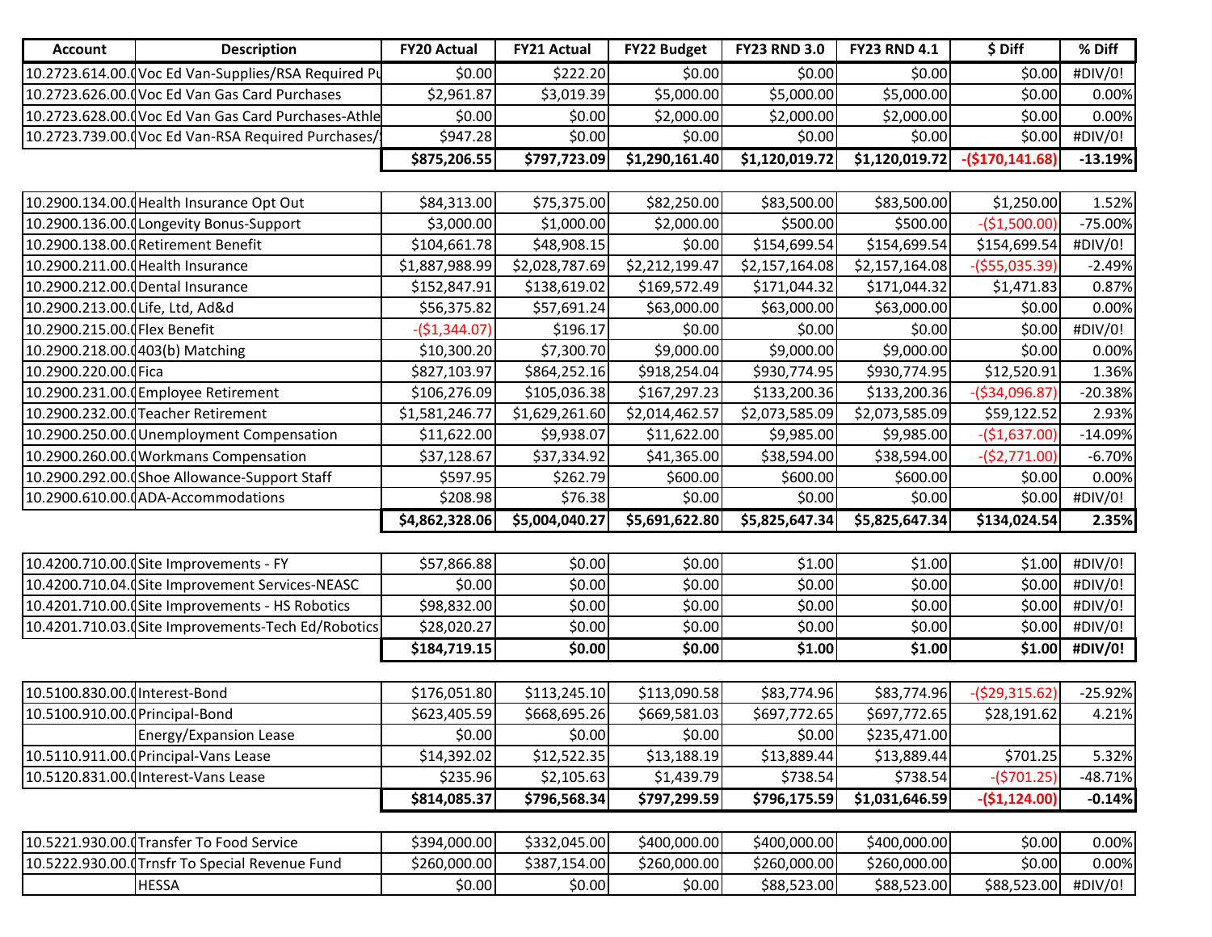| Account | Description | FY20 Actual | FY21 Actual | FY22 Budget | FY23 RND 3.0 | FY23 RND 4.1 | $ Diff | % Diff |
|---|---|---|---|---|---|---|---|---|
| 10.2723.614.00.( | Voc Ed Van-Supplies/RSA Required Pu | $0.00 | $222.20 | $0.00 | $0.00 | $0.00 | $0.00 | #DIV/0! |
| 10.2723.626.00.( | Voc Ed Van Gas Card Purchases | $2,961.87 | $3,019.39 | $5,000.00 | $5,000.00 | $5,000.00 | $0.00 | 0.00% |
| 10.2723.628.00.( | Voc Ed Van Gas Card Purchases-Athle | $0.00 | $0.00 | $2,000.00 | $2,000.00 | $2,000.00 | $0.00 | 0.00% |
| 10.2723.739.00.( | Voc Ed Van-RSA Required Purchases/ | $947.28 | $0.00 | $0.00 | $0.00 | $0.00 | $0.00 | #DIV/0! |
| | | **$875,206.55** | **$797,723.09** | **$1,290,161.40** | **$1,120,019.72** | **$1,120,019.72** | **-($170,141.68)** | **-13.19%** |
| | | | | | | | | |
| 10.2900.134.00.( | Health Insurance Opt Out | $84,313.00 | $75,375.00 | $82,250.00 | $83,500.00 | $83,500.00 | $1,250.00 | 1.52% |
| 10.2900.136.00.( | Longevity Bonus-Support | $3,000.00 | $1,000.00 | $2,000.00 | $500.00 | $500.00 | -($1,500.00) | -75.00% |
| 10.2900.138.00.( | Retirement Benefit | $104,661.78 | $48,908.15 | $0.00 | $154,699.54 | $154,699.54 | $154,699.54 | #DIV/0! |
| 10.2900.211.00.( | Health Insurance | $1,887,988.99 | $2,028,787.69 | $2,212,199.47 | $2,157,164.08 | $2,157,164.08 | -($55,035.39) | -2.49% |
| 10.2900.212.00.( | Dental Insurance | $152,847.91 | $138,619.02 | $169,572.49 | $171,044.32 | $171,044.32 | $1,471.83 | 0.87% |
| 10.2900.213.00.( | Life, Ltd, Ad&d | $56,375.82 | $57,691.24 | $63,000.00 | $63,000.00 | $63,000.00 | $0.00 | 0.00% |
| 10.2900.215.00.( | Flex Benefit | -($1,344.07) | $196.17 | $0.00 | $0.00 | $0.00 | $0.00 | #DIV/0! |
| 10.2900.218.00.( | 403(b) Matching | $10,300.20 | $7,300.70 | $9,000.00 | $9,000.00 | $9,000.00 | $0.00 | 0.00% |
| 10.2900.220.00.( | Fica | $827,103.97 | $864,252.16 | $918,254.04 | $930,774.95 | $930,774.95 | $12,520.91 | 1.36% |
| 10.2900.231.00.( | Employee Retirement | $106,276.09 | $105,036.38 | $167,297.23 | $133,200.36 | $133,200.36 | -($34,096.87) | -20.38% |
| 10.2900.232.00.( | Teacher Retirement | $1,581,246.77 | $1,629,261.60 | $2,014,462.57 | $2,073,585.09 | $2,073,585.09 | $59,122.52 | 2.93% |
| 10.2900.250.00.( | Unemployment Compensation | $11,622.00 | $9,938.07 | $11,622.00 | $9,985.00 | $9,985.00 | -($1,637.00) | -14.09% |
| 10.2900.260.00.( | Workmans Compensation | $37,128.67 | $37,334.92 | $41,365.00 | $38,594.00 | $38,594.00 | -($2,771.00) | -6.70% |
| 10.2900.292.00.( | Shoe Allowance-Support Staff | $597.95 | $262.79 | $600.00 | $600.00 | $600.00 | $0.00 | 0.00% |
| 10.2900.610.00.( | ADA-Accommodations | $208.98 | $76.38 | $0.00 | $0.00 | $0.00 | $0.00 | #DIV/0! |
| | | **$4,862,328.06** | **$5,004,040.27** | **$5,691,622.80** | **$5,825,647.34** | **$5,825,647.34** | **$134,024.54** | **2.35%** |
| | | | | | | | | |
| 10.4200.710.00.( | Site Improvements - FY | $57,866.88 | $0.00 | $0.00 | $1.00 | $1.00 | $1.00 | #DIV/0! |
| 10.4200.710.04.( | Site Improvement Services-NEASC | $0.00 | $0.00 | $0.00 | $0.00 | $0.00 | $0.00 | #DIV/0! |
| 10.4201.710.00.( | Site Improvements - HS Robotics | $98,832.00 | $0.00 | $0.00 | $0.00 | $0.00 | $0.00 | #DIV/0! |
| 10.4201.710.03.( | Site Improvements-Tech Ed/Robotics | $28,020.27 | $0.00 | $0.00 | $0.00 | $0.00 | $0.00 | #DIV/0! |
| | | **$184,719.15** | **$0.00** | **$0.00** | **$1.00** | **$1.00** | **$1.00** | **#DIV/0!** |
| | | | | | | | | |
| 10.5100.830.00.( | Interest-Bond | $176,051.80 | $113,245.10 | $113,090.58 | $83,774.96 | $83,774.96 | -($29,315.62) | -25.92% |
| 10.5100.910.00.( | Principal-Bond | $623,405.59 | $668,695.26 | $669,581.03 | $697,772.65 | $697,772.65 | $28,191.62 | 4.21% |
| | Energy/Expansion Lease | $0.00 | $0.00 | $0.00 | $0.00 | $235,471.00 | | |
| 10.5110.911.00.( | Principal-Vans Lease | $14,392.02 | $12,522.35 | $13,188.19 | $13,889.44 | $13,889.44 | $701.25 | 5.32% |
| 10.5120.831.00.( | Interest-Vans Lease | $235.96 | $2,105.63 | $1,439.79 | $738.54 | $738.54 | -($701.25) | -48.71% |
| | | **$814,085.37** | **$796,568.34** | **$797,299.59** | **$796,175.59** | **$1,031,646.59** | **-($1,124.00)** | **-0.14%** |
| | | | | | | | | |
| 10.5221.930.00.( | Transfer To Food Service | $394,000.00 | $332,045.00 | $400,000.00 | $400,000.00 | $400,000.00 | $0.00 | 0.00% |
| 10.5222.930.00.( | Trnsfr To Special Revenue Fund | $260,000.00 | $387,154.00 | $260,000.00 | $260,000.00 | $260,000.00 | $0.00 | 0.00% |
| | HESSA | $0.00 | $0.00 | $0.00 | $88,523.00 | $88,523.00 | $88,523.00 | #DIV/0! |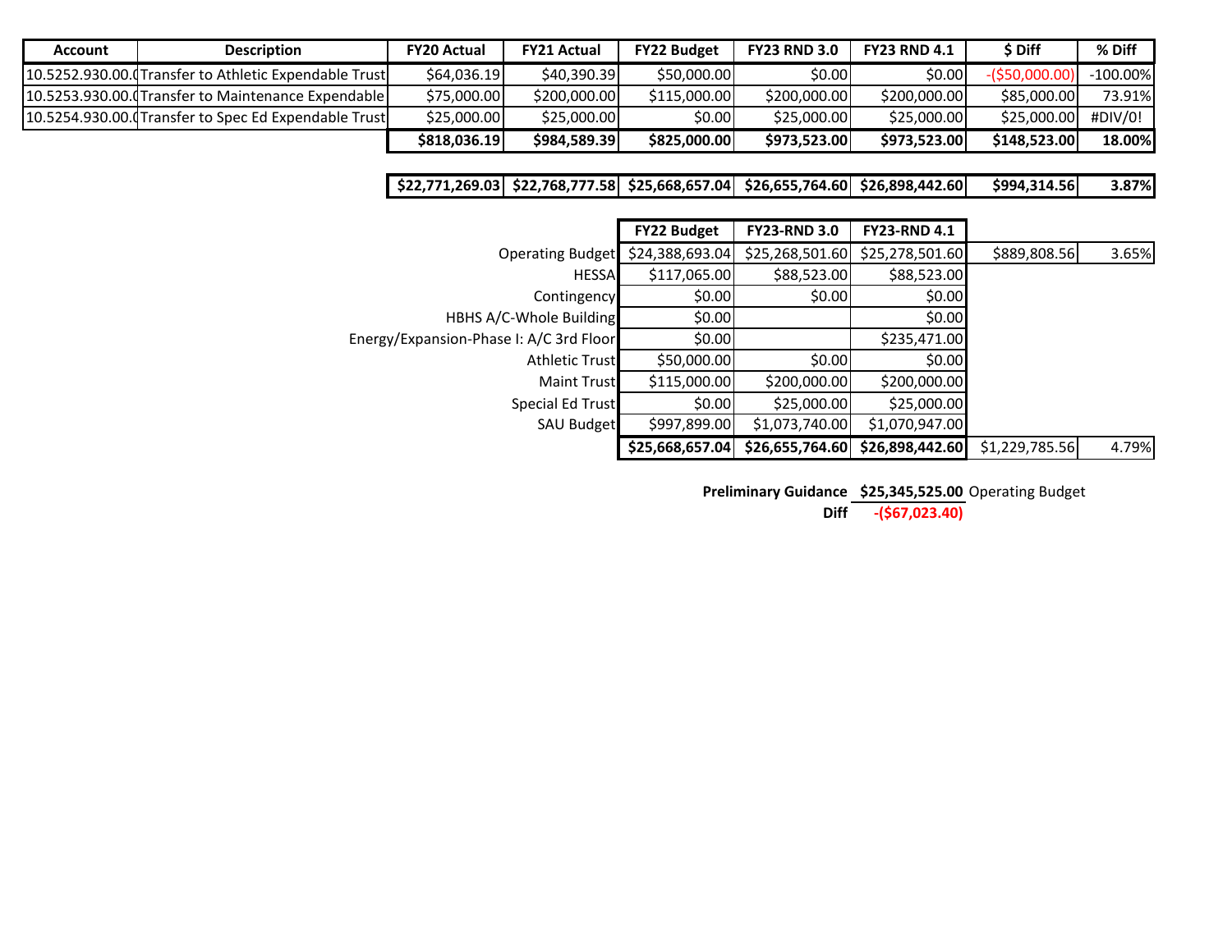| Account | Description | FY20 Actual | FY21 Actual | FY22 Budget | FY23 RND 3.0 | FY23 RND 4.1 | $ Diff | % Diff |
|---|---|---|---|---|---|---|---|---|
| 10.5252.930.00.( | Transfer to Athletic Expendable Trust | $64,036.19 | $40,390.39 | $50,000.00 | $0.00 | $0.00 | -($50,000.00) | -100.00% |
| 10.5253.930.00.( | Transfer to Maintenance Expendable | $75,000.00 | $200,000.00 | $115,000.00 | $200,000.00 | $200,000.00 | $85,000.00 | 73.91% |
| 10.5254.930.00.( | Transfer to Spec Ed Expendable Trust | $25,000.00 | $25,000.00 | $0.00 | $25,000.00 | $25,000.00 | $25,000.00 | #DIV/0! |
| | | **$818,036.19** | **$984,589.39** | **$825,000.00** | **$973,523.00** | **$973,523.00** | **$148,523.00** | **18.00%** |
| | | | | | | | | |
| | | **$22,771,269.03** | **$22,768,777.58** | **$25,668,657.04** | **$26,655,764.60** | **$26,898,442.60** | **$994,314.56** | **3.87%** |

| | FY22 Budget | FY23-RND 3.0 | FY23-RND 4.1 | | |
|---|---|---|---|---|---|
| Operating Budget | $24,388,693.04 | $25,268,501.60 | $25,278,501.60 | $889,808.56 | 3.65% |
| HESSA | $117,065.00 | $88,523.00 | $88,523.00 | | |
| Contingency | $0.00 | $0.00 | $0.00 | | |
| HBHS A/C-Whole Building | $0.00 | | $0.00 | | |
| Energy/Expansion-Phase I: A/C 3rd Floor | $0.00 | | $235,471.00 | | |
| Athletic Trust | $50,000.00 | $0.00 | $0.00 | | |
| Maint Trust | $115,000.00 | $200,000.00 | $200,000.00 | | |
| Special Ed Trust | $0.00 | $25,000.00 | $25,000.00 | | |
| SAU Budget | $997,899.00 | $1,073,740.00 | $1,070,947.00 | | |
| | **$25,668,657.04** | **$26,655,764.60** | **$26,898,442.60** | $1,229,785.56 | 4.79% |

**Preliminary Guidance** **$25,345,525.00** Operating Budget

**Diff** **-($67,023.40)**